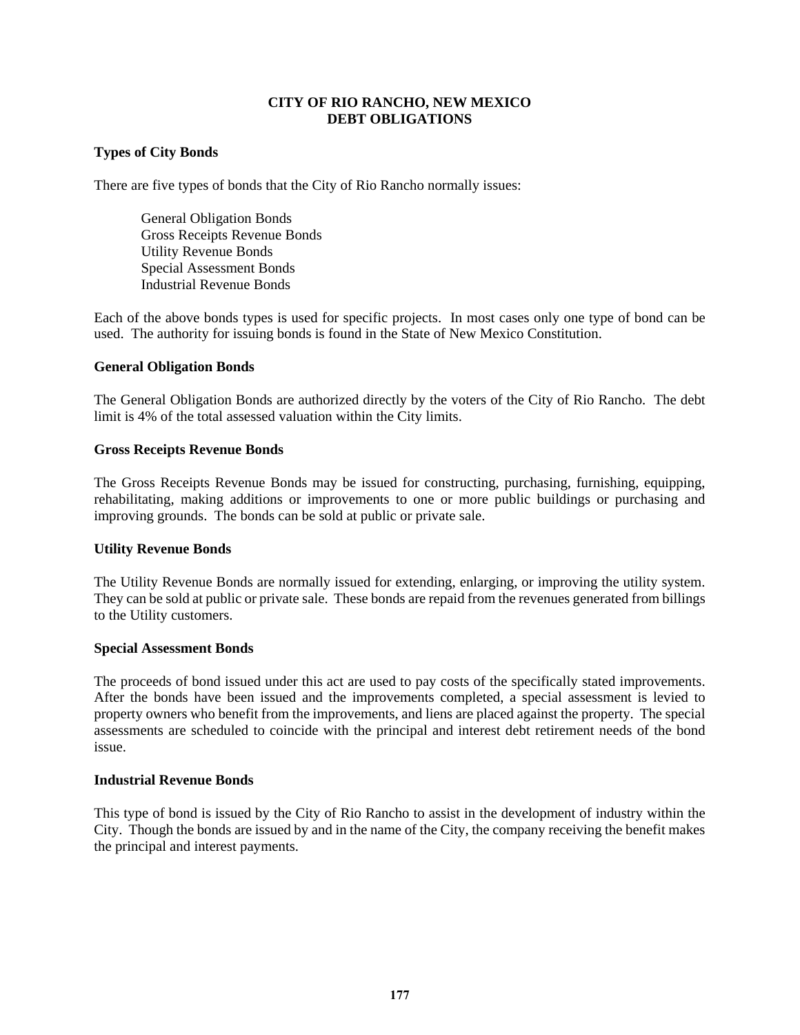# CITY OF RIO RANCHO, NEW MEXICO
# DEBT OBLIGATIONS

## Types of City Bonds

There are five types of bonds that the City of Rio Rancho normally issues:

- General Obligation Bonds
- Gross Receipts Revenue Bonds
- Utility Revenue Bonds
- Special Assessment Bonds
- Industrial Revenue Bonds

Each of the above bonds types is used for specific projects. In most cases only one type of bond can be used. The authority for issuing bonds is found in the State of New Mexico Constitution.

## General Obligation Bonds

The General Obligation Bonds are authorized directly by the voters of the City of Rio Rancho. The debt limit is 4% of the total assessed valuation within the City limits.

## Gross Receipts Revenue Bonds

The Gross Receipts Revenue Bonds may be issued for constructing, purchasing, furnishing, equipping, rehabilitating, making additions or improvements to one or more public buildings or purchasing and improving grounds. The bonds can be sold at public or private sale.

## Utility Revenue Bonds

The Utility Revenue Bonds are normally issued for extending, enlarging, or improving the utility system. They can be sold at public or private sale. These bonds are repaid from the revenues generated from billings to the Utility customers.

## Special Assessment Bonds

The proceeds of bond issued under this act are used to pay costs of the specifically stated improvements. After the bonds have been issued and the improvements completed, a special assessment is levied to property owners who benefit from the improvements, and liens are placed against the property. The special assessments are scheduled to coincide with the principal and interest debt retirement needs of the bond issue.

## Industrial Revenue Bonds

This type of bond is issued by the City of Rio Rancho to assist in the development of industry within the City. Though the bonds are issued by and in the name of the City, the company receiving the benefit makes the principal and interest payments.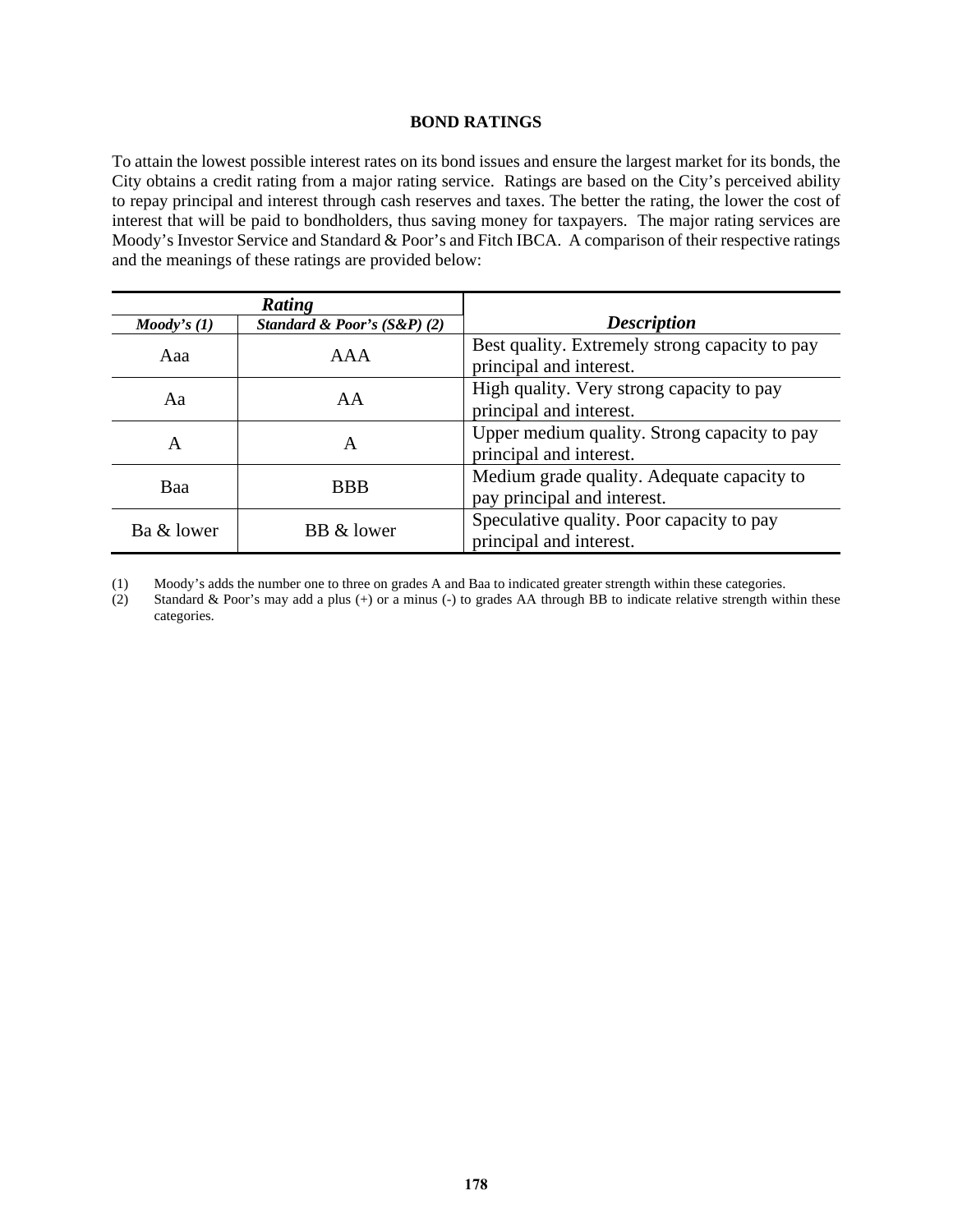## BOND RATINGS

To attain the lowest possible interest rates on its bond issues and ensure the largest market for its bonds, the City obtains a credit rating from a major rating service. Ratings are based on the City's perceived ability to repay principal and interest through cash reserves and taxes. The better the rating, the lower the cost of interest that will be paid to bondholders, thus saving money for taxpayers. The major rating services are Moody's Investor Service and Standard & Poor's and Fitch IBCA. A comparison of their respective ratings and the meanings of these ratings are provided below:

| ***Rating*** | | |
|---|---|---|
| ***Moody's (1)*** | ***Standard & Poor's (S&P) (2)*** | ***Description*** |
| Aaa | AAA | Best quality. Extremely strong capacity to pay principal and interest. |
| Aa | AA | High quality. Very strong capacity to pay principal and interest. |
| A | A | Upper medium quality. Strong capacity to pay principal and interest. |
| Baa | BBB | Medium grade quality. Adequate capacity to pay principal and interest. |
| Ba & lower | BB & lower | Speculative quality. Poor capacity to pay principal and interest. |

(1) Moody's adds the number one to three on grades A and Baa to indicated greater strength within these categories.

(2) Standard & Poor's may add a plus (+) or a minus (-) to grades AA through BB to indicate relative strength within these categories.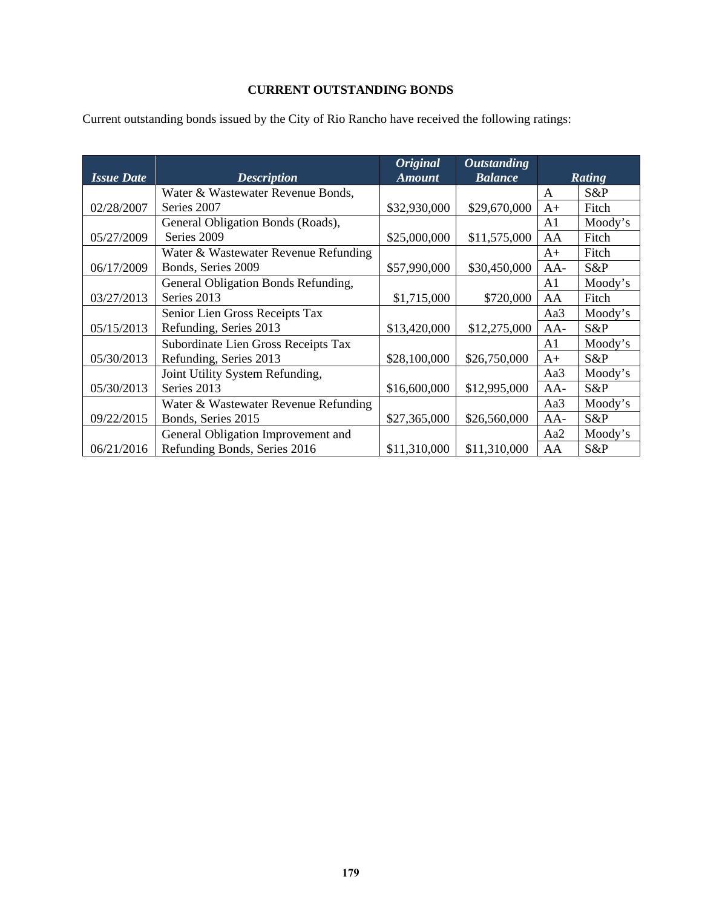# CURRENT OUTSTANDING BONDS

Current outstanding bonds issued by the City of Rio Rancho have received the following ratings:

| *Issue Date* | *Description* | *Original Amount* | *Outstanding Balance* | *Rating* | |
|---|---|---|---|---|---|
| 02/28/2007 | Water & Wastewater Revenue Bonds, Series 2007 | $32,930,000 | $29,670,000 | A | S&P |
| | | | | A+ | Fitch |
| 05/27/2009 | General Obligation Bonds (Roads), Series 2009 | $25,000,000 | $11,575,000 | A1 | Moody's |
| | | | | AA | Fitch |
| 06/17/2009 | Water & Wastewater Revenue Refunding Bonds, Series 2009 | $57,990,000 | $30,450,000 | A+ | Fitch |
| | | | | AA- | S&P |
| 03/27/2013 | General Obligation Bonds Refunding, Series 2013 | $1,715,000 | $720,000 | A1 | Moody's |
| | | | | AA | Fitch |
| 05/15/2013 | Senior Lien Gross Receipts Tax Refunding, Series 2013 | $13,420,000 | $12,275,000 | Aa3 | Moody's |
| | | | | AA- | S&P |
| 05/30/2013 | Subordinate Lien Gross Receipts Tax Refunding, Series 2013 | $28,100,000 | $26,750,000 | A1 | Moody's |
| | | | | A+ | S&P |
| 05/30/2013 | Joint Utility System Refunding, Series 2013 | $16,600,000 | $12,995,000 | Aa3 | Moody's |
| | | | | AA- | S&P |
| 09/22/2015 | Water & Wastewater Revenue Refunding Bonds, Series 2015 | $27,365,000 | $26,560,000 | Aa3 | Moody's |
| | | | | AA- | S&P |
| 06/21/2016 | General Obligation Improvement and Refunding Bonds, Series 2016 | $11,310,000 | $11,310,000 | Aa2 | Moody's |
| | | | | AA | S&P |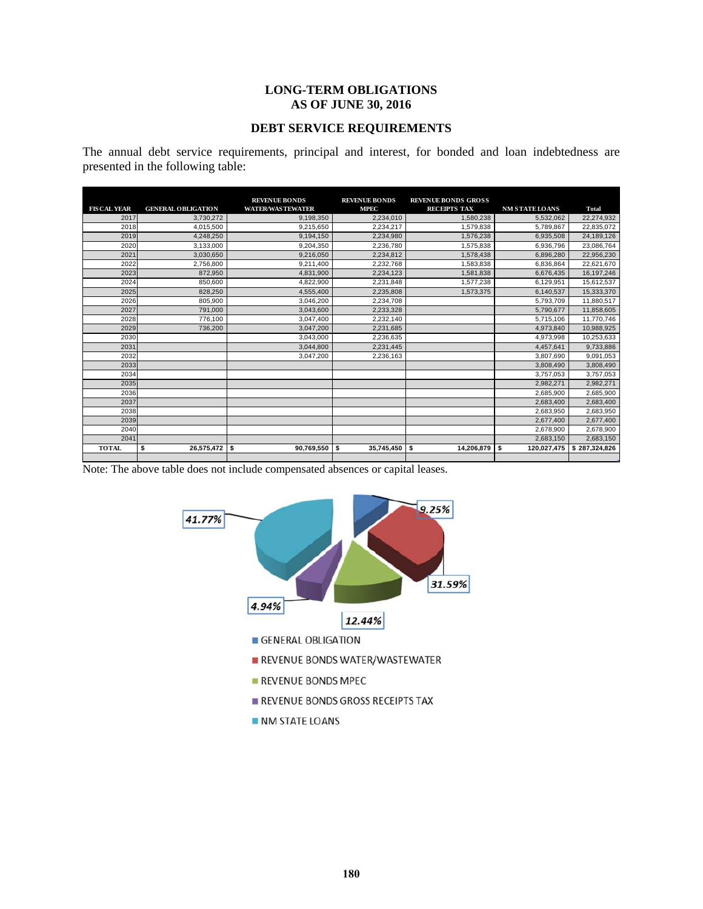# LONG-TERM OBLIGATIONS
# AS OF JUNE 30, 2016

## DEBT SERVICE REQUIREMENTS

The annual debt service requirements, principal and interest, for bonded and loan indebtedness are presented in the following table:

| FISCAL YEAR | GENERAL OBLIGATION | REVENUE BONDS WATER/WASTEWATER | REVENUE BONDS MPEC | REVENUE BONDS GROSS RECEIPTS TAX | NM STATE LOANS | Total |
|---|---|---|---|---|---|---|
| 2017 | 3,730,272 | 9,198,350 | 2,234,010 | 1,580,238 | 5,532,062 | 22,274,932 |
| 2018 | 4,015,500 | 9,215,650 | 2,234,217 | 1,579,838 | 5,789,867 | 22,835,072 |
| 2019 | 4,248,250 | 9,194,150 | 2,234,980 | 1,576,238 | 6,935,508 | 24,189,126 |
| 2020 | 3,133,000 | 9,204,350 | 2,236,780 | 1,575,838 | 6,936,796 | 23,086,764 |
| 2021 | 3,030,650 | 9,216,050 | 2,234,812 | 1,578,438 | 6,896,280 | 22,956,230 |
| 2022 | 2,756,800 | 9,211,400 | 2,232,768 | 1,583,838 | 6,836,864 | 22,621,670 |
| 2023 | 872,950 | 4,831,900 | 2,234,123 | 1,581,838 | 6,676,435 | 16,197,246 |
| 2024 | 850,600 | 4,822,900 | 2,231,848 | 1,577,238 | 6,129,951 | 15,612,537 |
| 2025 | 828,250 | 4,555,400 | 2,235,808 | 1,573,375 | 6,140,537 | 15,333,370 |
| 2026 | 805,900 | 3,046,200 | 2,234,708 | | 5,793,709 | 11,880,517 |
| 2027 | 791,000 | 3,043,600 | 2,233,328 | | 5,790,677 | 11,858,605 |
| 2028 | 776,100 | 3,047,400 | 2,232,140 | | 5,715,106 | 11,770,746 |
| 2029 | 736,200 | 3,047,200 | 2,231,685 | | 4,973,840 | 10,988,925 |
| 2030 | | 3,043,000 | 2,236,635 | | 4,973,998 | 10,253,633 |
| 2031 | | 3,044,800 | 2,231,445 | | 4,457,641 | 9,733,886 |
| 2032 | | 3,047,200 | 2,236,163 | | 3,807,690 | 9,091,053 |
| 2033 | | | | | 3,808,490 | 3,808,490 |
| 2034 | | | | | 3,757,053 | 3,757,053 |
| 2035 | | | | | 2,982,271 | 2,982,271 |
| 2036 | | | | | 2,685,900 | 2,685,900 |
| 2037 | | | | | 2,683,400 | 2,683,400 |
| 2038 | | | | | 2,683,950 | 2,683,950 |
| 2039 | | | | | 2,677,400 | 2,677,400 |
| 2040 | | | | | 2,678,900 | 2,678,900 |
| 2041 | | | | | 2,683,150 | 2,683,150 |
| **TOTAL** | **$ 26,575,472** | **$ 90,769,550** | **$ 35,745,450** | **$ 14,206,879** | **$ 120,027,475** | **$ 287,324,826** |

Note: The above table does not include compensated absences or capital leases.

41.77%

9.25%

31.59%

4.94%

12.44%

- GENERAL OBLIGATION
- REVENUE BONDS WATER/WASTEWATER
- REVENUE BONDS MPEC
- REVENUE BONDS GROSS RECEIPTS TAX
- NM STATE LOANS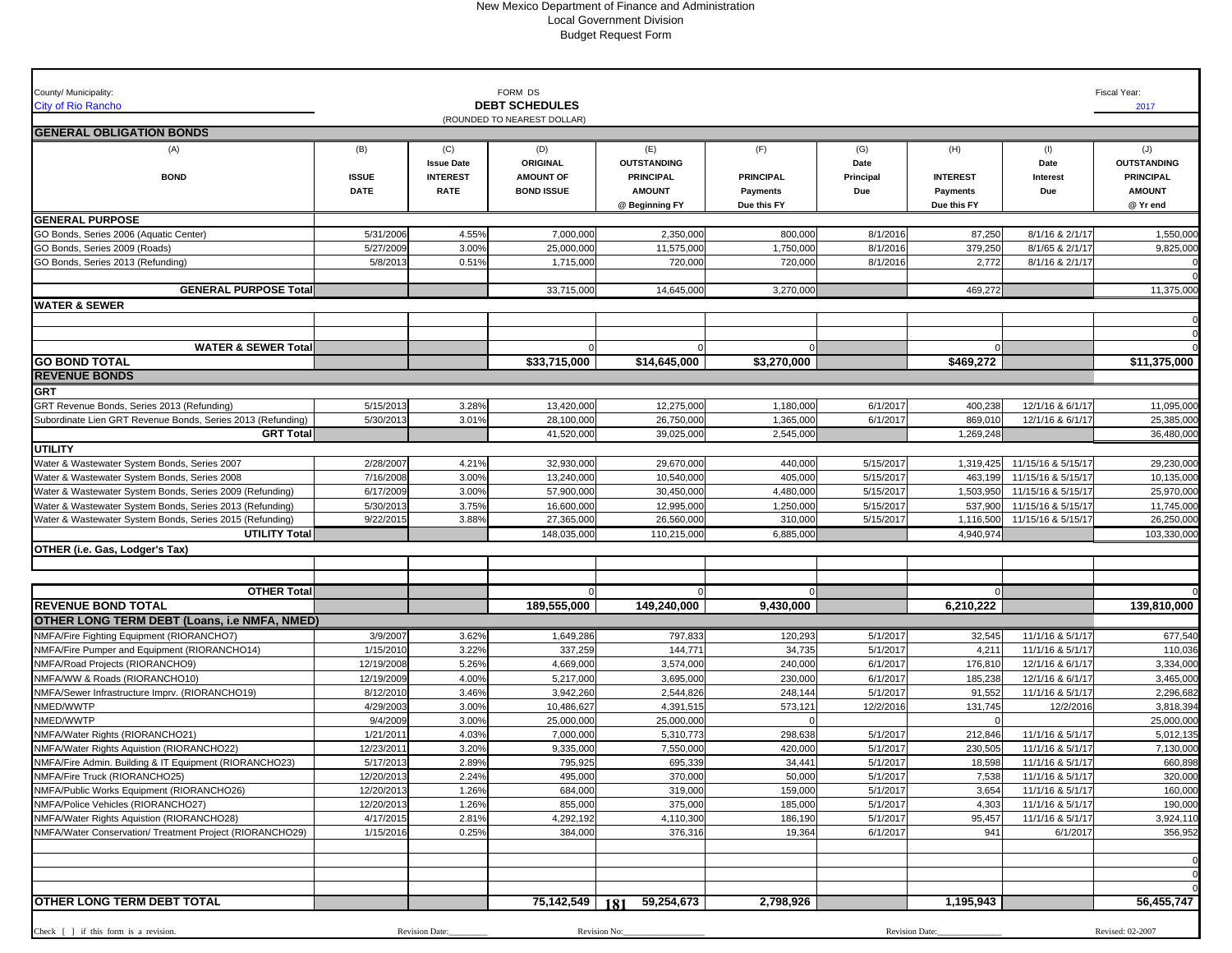New Mexico Department of Finance and Administration
Local Government Division
Budget Request Form

County/ Municipality: City of Rio Rancho

FORM DS
**DEBT SCHEDULES**
(ROUNDED TO NEAREST DOLLAR)

Fiscal Year: 2017

| (A) BOND | (B) ISSUE DATE | (C) Issue Date INTEREST RATE | (D) ORIGINAL AMOUNT OF BOND ISSUE | (E) OUTSTANDING PRINCIPAL AMOUNT @ Beginning FY | (F) PRINCIPAL Payments Due this FY | (G) Date Principal Due | (H) INTEREST Payments Due this FY | (I) Date Interest Due | (J) OUTSTANDING PRINCIPAL AMOUNT @ Yr end |
|---|---|---|---|---|---|---|---|---|---|
| **GENERAL OBLIGATION BONDS** | | | | | | | | | |
| **GENERAL PURPOSE** | | | | | | | | | |
| GO Bonds, Series 2006 (Aquatic Center) | 5/31/2006 | 4.55% | 7,000,000 | 2,350,000 | 800,000 | 8/1/2016 | 87,250 | 8/1/16 & 2/1/17 | 1,550,000 |
| GO Bonds, Series 2009 (Roads) | 5/27/2009 | 3.00% | 25,000,000 | 11,575,000 | 1,750,000 | 8/1/2016 | 379,250 | 8/1/65 & 2/1/17 | 9,825,000 |
| GO Bonds, Series 2013 (Refunding) | 5/8/2013 | 0.51% | 1,715,000 | 720,000 | 720,000 | 8/1/2016 | 2,772 | 8/1/16 & 2/1/17 | 0 |
| | | | | | | | | | 0 |
| **GENERAL PURPOSE Total** | | | 33,715,000 | 14,645,000 | 3,270,000 | | 469,272 | | 11,375,000 |
| **WATER & SEWER** | | | | | | | | | |
| | | | | | | | | | 0 |
| | | | | | | | | | 0 |
| **WATER & SEWER Total** | | | 0 | 0 | 0 | | 0 | | 0 |
| **GO BOND TOTAL** | | | **$33,715,000** | **$14,645,000** | **$3,270,000** | | **$469,272** | | **$11,375,000** |
| **REVENUE BONDS** | | | | | | | | | |
| **GRT** | | | | | | | | | |
| GRT Revenue Bonds, Series 2013 (Refunding) | 5/15/2013 | 3.28% | 13,420,000 | 12,275,000 | 1,180,000 | 6/1/2017 | 400,238 | 12/1/16 & 6/1/17 | 11,095,000 |
| Subordinate Lien GRT Revenue Bonds, Series 2013 (Refunding) | 5/30/2013 | 3.01% | 28,100,000 | 26,750,000 | 1,365,000 | 6/1/2017 | 869,010 | 12/1/16 & 6/1/17 | 25,385,000 |
| **GRT Total** | | | 41,520,000 | 39,025,000 | 2,545,000 | | 1,269,248 | | 36,480,000 |
| **UTILITY** | | | | | | | | | |
| Water & Wastewater System Bonds, Series 2007 | 2/28/2007 | 4.21% | 32,930,000 | 29,670,000 | 440,000 | 5/15/2017 | 1,319,425 | 11/15/16 & 5/15/17 | 29,230,000 |
| Water & Wastewater System Bonds, Series 2008 | 7/16/2008 | 3.00% | 13,240,000 | 10,540,000 | 405,000 | 5/15/2017 | 463,199 | 11/15/16 & 5/15/17 | 10,135,000 |
| Water & Wastewater System Bonds, Series 2009 (Refunding) | 6/17/2009 | 3.00% | 57,900,000 | 30,450,000 | 4,480,000 | 5/15/2017 | 1,503,950 | 11/15/16 & 5/15/17 | 25,970,000 |
| Water & Wastewater System Bonds, Series 2013 (Refunding) | 5/30/2013 | 3.75% | 16,600,000 | 12,995,000 | 1,250,000 | 5/15/2017 | 537,900 | 11/15/16 & 5/15/17 | 11,745,000 |
| Water & Wastewater System Bonds, Series 2015 (Refunding) | 9/22/2015 | 3.88% | 27,365,000 | 26,560,000 | 310,000 | 5/15/2017 | 1,116,500 | 11/15/16 & 5/15/17 | 26,250,000 |
| **UTILITY Total** | | | 148,035,000 | 110,215,000 | 6,885,000 | | 4,940,974 | | 103,330,000 |
| **OTHER (i.e. Gas, Lodger's Tax)** | | | | | | | | | |
| | | | | | | | | | |
| | | | | | | | | | |
| **OTHER Total** | | | 0 | 0 | 0 | | 0 | | 0 |
| **REVENUE BOND TOTAL** | | | **189,555,000** | **149,240,000** | **9,430,000** | | **6,210,222** | | **139,810,000** |
| **OTHER LONG TERM DEBT (Loans, i.e NMFA, NMED)** | | | | | | | | | |
| NMFA/Fire Fighting Equipment (RIORANCHO7) | 3/9/2007 | 3.62% | 1,649,286 | 797,833 | 120,293 | 5/1/2017 | 32,545 | 11/1/16 & 5/1/17 | 677,540 |
| NMFA/Fire Pumper and Equipment (RIORANCHO14) | 1/15/2010 | 3.22% | 337,259 | 144,771 | 34,735 | 5/1/2017 | 4,211 | 11/1/16 & 5/1/17 | 110,036 |
| NMFA/Road Projects (RIORANCHO9) | 12/19/2008 | 5.26% | 4,669,000 | 3,574,000 | 240,000 | 6/1/2017 | 176,810 | 12/1/16 & 6/1/17 | 3,334,000 |
| NMFA/WW & Roads (RIORANCHO10) | 12/19/2009 | 4.00% | 5,217,000 | 3,695,000 | 230,000 | 6/1/2017 | 185,238 | 12/1/16 & 6/1/17 | 3,465,000 |
| NMFA/Sewer Infrastructure Imprv. (RIORANCHO19) | 8/12/2010 | 3.46% | 3,942,260 | 2,544,826 | 248,144 | 5/1/2017 | 91,552 | 11/1/16 & 5/1/17 | 2,296,682 |
| NMED/WWTP | 4/29/2003 | 3.00% | 10,486,627 | 4,391,515 | 573,121 | 12/2/2016 | 131,745 | 12/2/2016 | 3,818,394 |
| NMED/WWTP | 9/4/2009 | 3.00% | 25,000,000 | 25,000,000 | 0 | | 0 | | 25,000,000 |
| NMFA/Water Rights (RIORANCHO21) | 1/21/2011 | 4.03% | 7,000,000 | 5,310,773 | 298,638 | 5/1/2017 | 212,846 | 11/1/16 & 5/1/17 | 5,012,135 |
| NMFA/Water Rights Aquistion (RIORANCHO22) | 12/23/2011 | 3.20% | 9,335,000 | 7,550,000 | 420,000 | 5/1/2017 | 230,505 | 11/1/16 & 5/1/17 | 7,130,000 |
| NMFA/Fire Admin. Building & IT Equipment (RIORANCHO23) | 5/17/2013 | 2.89% | 795,925 | 695,339 | 34,441 | 5/1/2017 | 18,598 | 11/1/16 & 5/1/17 | 660,898 |
| NMFA/Fire Truck (RIORANCHO25) | 12/20/2013 | 2.24% | 495,000 | 370,000 | 50,000 | 5/1/2017 | 7,538 | 11/1/16 & 5/1/17 | 320,000 |
| NMFA/Public Works Equipment (RIORANCHO26) | 12/20/2013 | 1.26% | 684,000 | 319,000 | 159,000 | 5/1/2017 | 3,654 | 11/1/16 & 5/1/17 | 160,000 |
| NMFA/Police Vehicles (RIORANCHO27) | 12/20/2013 | 1.26% | 855,000 | 375,000 | 185,000 | 5/1/2017 | 4,303 | 11/1/16 & 5/1/17 | 190,000 |
| NMFA/Water Rights Aquistion (RIORANCHO28) | 4/17/2015 | 2.81% | 4,292,192 | 4,110,300 | 186,190 | 5/1/2017 | 95,457 | 11/1/16 & 5/1/17 | 3,924,110 |
| NMFA/Water Conservation/ Treatment Project (RIORANCHO29) | 1/15/2016 | 0.25% | 384,000 | 376,316 | 19,364 | 6/1/2017 | 941 | 6/1/2017 | 356,952 |
| | | | | | | | | | |
| | | | | | | | | | 0 |
| | | | | | | | | | 0 |
| | | | | | | | | | 0 |
| **OTHER LONG TERM DEBT TOTAL** | | | **75,142,549** | **59,254,673** | **2,798,926** | | **1,195,943** | | **56,455,747** |

Check [ ] if this form is a revision. Revision Date:________ Revision No:__________________ Revision Date:______________ Revised: 02-2007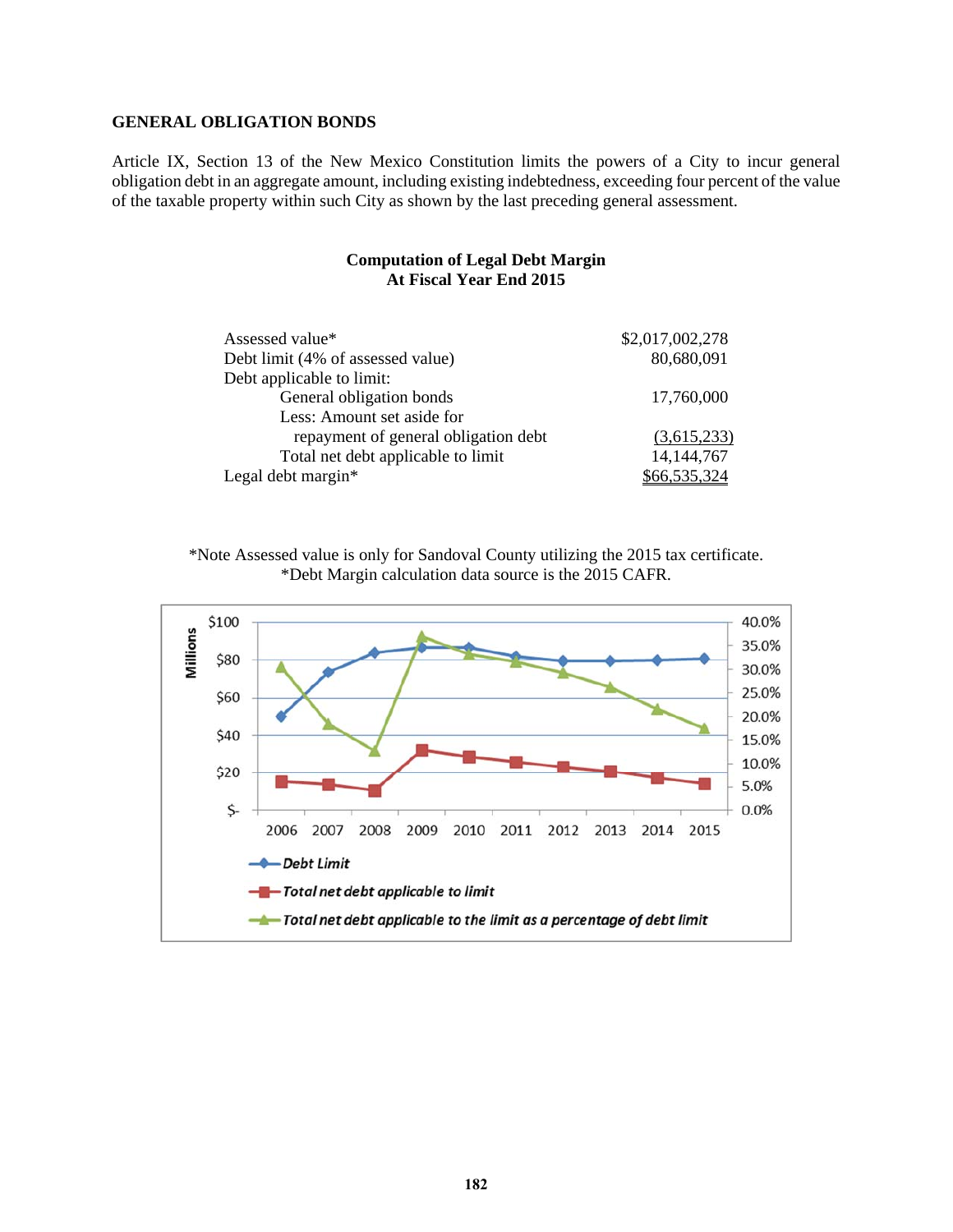## GENERAL OBLIGATION BONDS

Article IX, Section 13 of the New Mexico Constitution limits the powers of a City to incur general obligation debt in an aggregate amount, including existing indebtedness, exceeding four percent of the value of the taxable property within such City as shown by the last preceding general assessment.

### Computation of Legal Debt Margin
### At Fiscal Year End 2015

| | |
|---|---|
| Assessed value* | $2,017,002,278 |
| Debt limit (4% of assessed value) | 80,680,091 |
| Debt applicable to limit: | |
| General obligation bonds | 17,760,000 |
| Less: Amount set aside for repayment of general obligation debt | (3,615,233) |
| Total net debt applicable to limit | 14,144,767 |
| Legal debt margin* | $66,535,324 |

*Note Assessed value is only for Sandoval County utilizing the 2015 tax certificate.
*Debt Margin calculation data source is the 2015 CAFR.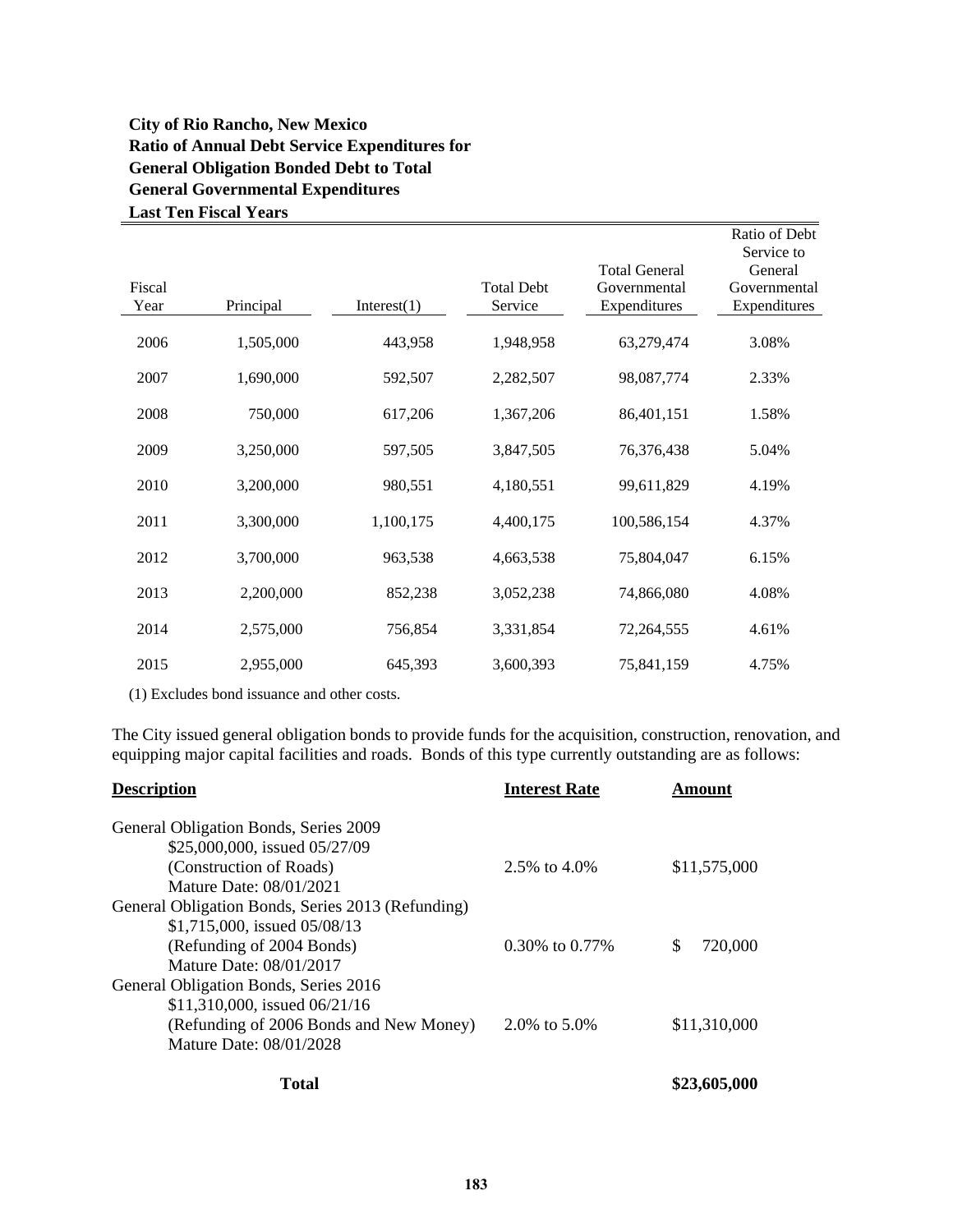**City of Rio Rancho, New Mexico**
**Ratio of Annual Debt Service Expenditures for**
**General Obligation Bonded Debt to Total**
**General Governmental Expenditures**
**Last Ten Fiscal Years**

| Fiscal Year | Principal | Interest(1) | Total Debt Service | Total General Governmental Expenditures | Ratio of Debt Service to General Governmental Expenditures |
|---|---|---|---|---|---|
| 2006 | 1,505,000 | 443,958 | 1,948,958 | 63,279,474 | 3.08% |
| 2007 | 1,690,000 | 592,507 | 2,282,507 | 98,087,774 | 2.33% |
| 2008 | 750,000 | 617,206 | 1,367,206 | 86,401,151 | 1.58% |
| 2009 | 3,250,000 | 597,505 | 3,847,505 | 76,376,438 | 5.04% |
| 2010 | 3,200,000 | 980,551 | 4,180,551 | 99,611,829 | 4.19% |
| 2011 | 3,300,000 | 1,100,175 | 4,400,175 | 100,586,154 | 4.37% |
| 2012 | 3,700,000 | 963,538 | 4,663,538 | 75,804,047 | 6.15% |
| 2013 | 2,200,000 | 852,238 | 3,052,238 | 74,866,080 | 4.08% |
| 2014 | 2,575,000 | 756,854 | 3,331,854 | 72,264,555 | 4.61% |
| 2015 | 2,955,000 | 645,393 | 3,600,393 | 75,841,159 | 4.75% |

(1) Excludes bond issuance and other costs.

The City issued general obligation bonds to provide funds for the acquisition, construction, renovation, and equipping major capital facilities and roads. Bonds of this type currently outstanding are as follows:

| Description | Interest Rate | Amount |
|---|---|---|
| General Obligation Bonds, Series 2009<br>$25,000,000, issued 05/27/09<br>(Construction of Roads)<br>Mature Date: 08/01/2021 | 2.5% to 4.0% | $11,575,000 |
| General Obligation Bonds, Series 2013 (Refunding)<br>$1,715,000, issued 05/08/13<br>(Refunding of 2004 Bonds)<br>Mature Date: 08/01/2017 | 0.30% to 0.77% | $ 720,000 |
| General Obligation Bonds, Series 2016<br>$11,310,000, issued 06/21/16<br>(Refunding of 2006 Bonds and New Money)<br>Mature Date: 08/01/2028 | 2.0% to 5.0% | $11,310,000 |
| **Total** | | **$23,605,000** |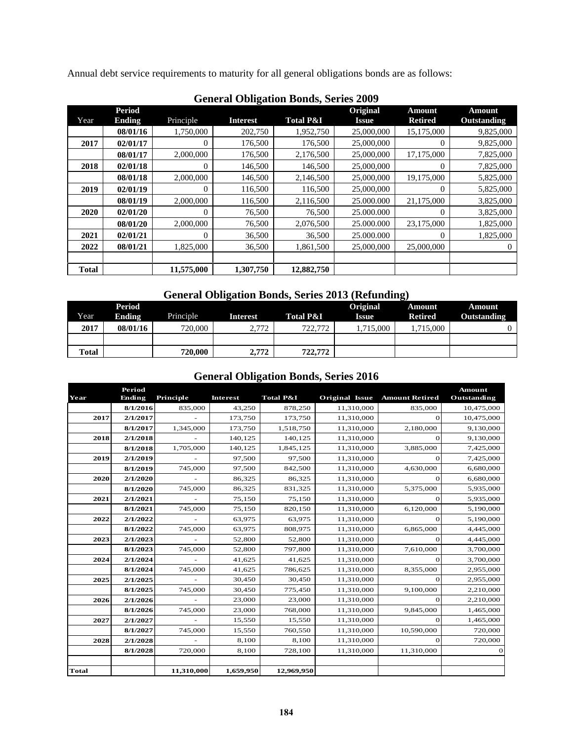Annual debt service requirements to maturity for all general obligations bonds are as follows:

## General Obligation Bonds, Series 2009

| Year | Period Ending | Principle | Interest | Total P&I | Original Issue | Amount Retired | Amount Outstanding |
|---|---|---|---|---|---|---|---|
| | 08/01/16 | 1,750,000 | 202,750 | 1,952,750 | 25,000,000 | 15,175,000 | 9,825,000 |
| 2017 | 02/01/17 | 0 | 176,500 | 176,500 | 25,000,000 | 0 | 9,825,000 |
| | 08/01/17 | 2,000,000 | 176,500 | 2,176,500 | 25,000,000 | 17,175,000 | 7,825,000 |
| 2018 | 02/01/18 | 0 | 146,500 | 146,500 | 25,000,000 | 0 | 7,825,000 |
| | 08/01/18 | 2,000,000 | 146,500 | 2,146,500 | 25,000,000 | 19,175,000 | 5,825,000 |
| 2019 | 02/01/19 | 0 | 116,500 | 116,500 | 25,000,000 | 0 | 5,825,000 |
| | 08/01/19 | 2,000,000 | 116,500 | 2,116,500 | 25.000.000 | 21,175,000 | 3,825,000 |
| 2020 | 02/01/20 | 0 | 76,500 | 76,500 | 25.000.000 | 0 | 3,825,000 |
| | 08/01/20 | 2,000,000 | 76,500 | 2,076,500 | 25.000.000 | 23,175,000 | 1,825,000 |
| 2021 | 02/01/21 | 0 | 36,500 | 36,500 | 25.000.000 | 0 | 1,825,000 |
| 2022 | 08/01/21 | 1,825,000 | 36,500 | 1,861,500 | 25,000,000 | 25,000,000 | 0 |
| | | | | | | | |
| Total | | 11,575,000 | 1,307,750 | 12,882,750 | | | |

## General Obligation Bonds, Series 2013 (Refunding)

| Year | Period Ending | Principle | Interest | Total P&I | Original Issue | Amount Retired | Amount Outstanding |
|---|---|---|---|---|---|---|---|
| 2017 | 08/01/16 | 720,000 | 2,772 | 722,772 | 1,715,000 | 1,715,000 | 0 |
| | | | | | | | |
| Total | | 720,000 | 2,772 | 722,772 | | | |

## General Obligation Bonds, Series 2016

| Year | Period Ending | Principle | Interest | Total P&I | Original Issue | Amount Retired | Amount Outstanding |
|---|---|---|---|---|---|---|---|
| | 8/1/2016 | 835,000 | 43,250 | 878,250 | 11,310,000 | 835,000 | 10,475,000 |
| 2017 | 2/1/2017 | - | 173,750 | 173,750 | 11,310,000 | 0 | 10,475,000 |
| | 8/1/2017 | 1,345,000 | 173,750 | 1,518,750 | 11,310,000 | 2,180,000 | 9,130,000 |
| 2018 | 2/1/2018 | - | 140,125 | 140,125 | 11,310,000 | 0 | 9,130,000 |
| | 8/1/2018 | 1,705,000 | 140,125 | 1,845,125 | 11,310,000 | 3,885,000 | 7,425,000 |
| 2019 | 2/1/2019 | - | 97,500 | 97,500 | 11,310,000 | 0 | 7,425,000 |
| | 8/1/2019 | 745,000 | 97,500 | 842,500 | 11,310,000 | 4,630,000 | 6,680,000 |
| 2020 | 2/1/2020 | - | 86,325 | 86,325 | 11,310,000 | 0 | 6,680,000 |
| | 8/1/2020 | 745,000 | 86,325 | 831,325 | 11,310,000 | 5,375,000 | 5,935,000 |
| 2021 | 2/1/2021 | - | 75,150 | 75,150 | 11,310,000 | 0 | 5,935,000 |
| | 8/1/2021 | 745,000 | 75,150 | 820,150 | 11,310,000 | 6,120,000 | 5,190,000 |
| 2022 | 2/1/2022 | - | 63,975 | 63,975 | 11,310,000 | 0 | 5,190,000 |
| | 8/1/2022 | 745,000 | 63,975 | 808,975 | 11,310,000 | 6,865,000 | 4,445,000 |
| 2023 | 2/1/2023 | - | 52,800 | 52,800 | 11,310,000 | 0 | 4,445,000 |
| | 8/1/2023 | 745,000 | 52,800 | 797,800 | 11,310,000 | 7,610,000 | 3,700,000 |
| 2024 | 2/1/2024 | - | 41,625 | 41,625 | 11,310,000 | 0 | 3,700,000 |
| | 8/1/2024 | 745,000 | 41,625 | 786,625 | 11,310,000 | 8,355,000 | 2,955,000 |
| 2025 | 2/1/2025 | - | 30,450 | 30,450 | 11,310,000 | 0 | 2,955,000 |
| | 8/1/2025 | 745,000 | 30,450 | 775,450 | 11,310,000 | 9,100,000 | 2,210,000 |
| 2026 | 2/1/2026 | - | 23,000 | 23,000 | 11,310,000 | 0 | 2,210,000 |
| | 8/1/2026 | 745,000 | 23,000 | 768,000 | 11,310,000 | 9,845,000 | 1,465,000 |
| 2027 | 2/1/2027 | - | 15,550 | 15,550 | 11,310,000 | 0 | 1,465,000 |
| | 8/1/2027 | 745,000 | 15,550 | 760,550 | 11,310,000 | 10,590,000 | 720,000 |
| 2028 | 2/1/2028 | - | 8,100 | 8,100 | 11,310,000 | 0 | 720,000 |
| | 8/1/2028 | 720,000 | 8,100 | 728,100 | 11,310,000 | 11,310,000 | 0 |
| | | | | | | | |
| Total | | 11,310,000 | 1,659,950 | 12,969,950 | | | |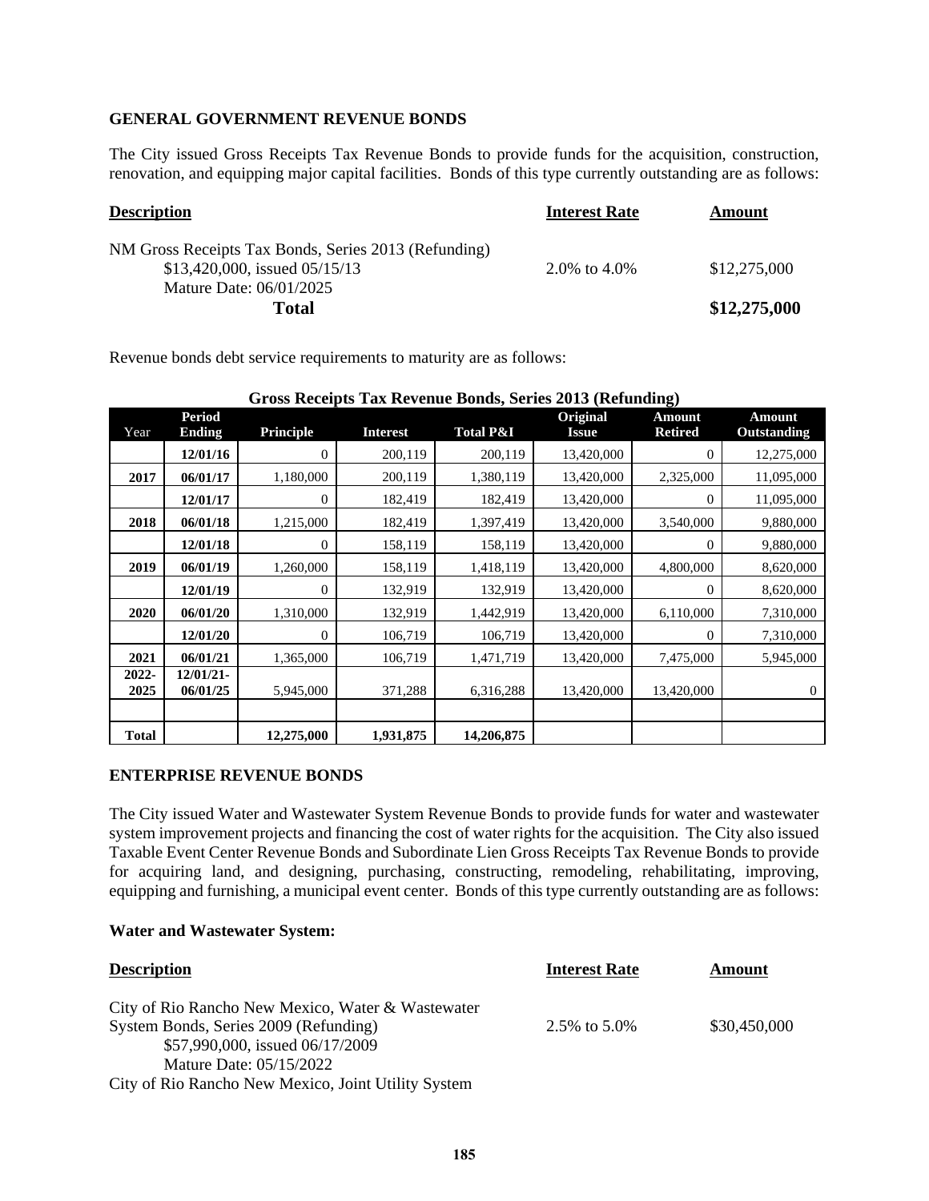### GENERAL GOVERNMENT REVENUE BONDS

The City issued Gross Receipts Tax Revenue Bonds to provide funds for the acquisition, construction, renovation, and equipping major capital facilities. Bonds of this type currently outstanding are as follows:

| Description | Interest Rate | Amount |
|---|---|---|
| NM Gross Receipts Tax Bonds, Series 2013 (Refunding)<br>$13,420,000, issued 05/15/13<br>Mature Date: 06/01/2025 | 2.0% to 4.0% | $12,275,000 |
| **Total** | | **$12,275,000** |

Revenue bonds debt service requirements to maturity are as follows:

**Gross Receipts Tax Revenue Bonds, Series 2013 (Refunding)**

| Year | Period Ending | Principle | Interest | Total P&I | Original Issue | Amount Retired | Amount Outstanding |
|---|---|---|---|---|---|---|---|
| | 12/01/16 | 0 | 200,119 | 200,119 | 13,420,000 | 0 | 12,275,000 |
| 2017 | 06/01/17 | 1,180,000 | 200,119 | 1,380,119 | 13,420,000 | 2,325,000 | 11,095,000 |
| | 12/01/17 | 0 | 182,419 | 182,419 | 13,420,000 | 0 | 11,095,000 |
| 2018 | 06/01/18 | 1,215,000 | 182,419 | 1,397,419 | 13,420,000 | 3,540,000 | 9,880,000 |
| | 12/01/18 | 0 | 158,119 | 158,119 | 13,420,000 | 0 | 9,880,000 |
| 2019 | 06/01/19 | 1,260,000 | 158,119 | 1,418,119 | 13,420,000 | 4,800,000 | 8,620,000 |
| | 12/01/19 | 0 | 132,919 | 132,919 | 13,420,000 | 0 | 8,620,000 |
| 2020 | 06/01/20 | 1,310,000 | 132,919 | 1,442,919 | 13,420,000 | 6,110,000 | 7,310,000 |
| | 12/01/20 | 0 | 106,719 | 106,719 | 13,420,000 | 0 | 7,310,000 |
| 2021 | 06/01/21 | 1,365,000 | 106,719 | 1,471,719 | 13,420,000 | 7,475,000 | 5,945,000 |
| 2022-2025 | 12/01/21-06/01/25 | 5,945,000 | 371,288 | 6,316,288 | 13,420,000 | 13,420,000 | 0 |
| | | | | | | | |
| **Total** | | **12,275,000** | **1,931,875** | **14,206,875** | | | |

### ENTERPRISE REVENUE BONDS

The City issued Water and Wastewater System Revenue Bonds to provide funds for water and wastewater system improvement projects and financing the cost of water rights for the acquisition. The City also issued Taxable Event Center Revenue Bonds and Subordinate Lien Gross Receipts Tax Revenue Bonds to provide for acquiring land, and designing, purchasing, constructing, remodeling, rehabilitating, improving, equipping and furnishing, a municipal event center. Bonds of this type currently outstanding are as follows:

**Water and Wastewater System:**

| Description | Interest Rate | Amount |
|---|---|---|
| City of Rio Rancho New Mexico, Water & Wastewater System Bonds, Series 2009 (Refunding)<br>$57,990,000, issued 06/17/2009<br>Mature Date: 05/15/2022 | 2.5% to 5.0% | $30,450,000 |
| City of Rio Rancho New Mexico, Joint Utility System | | |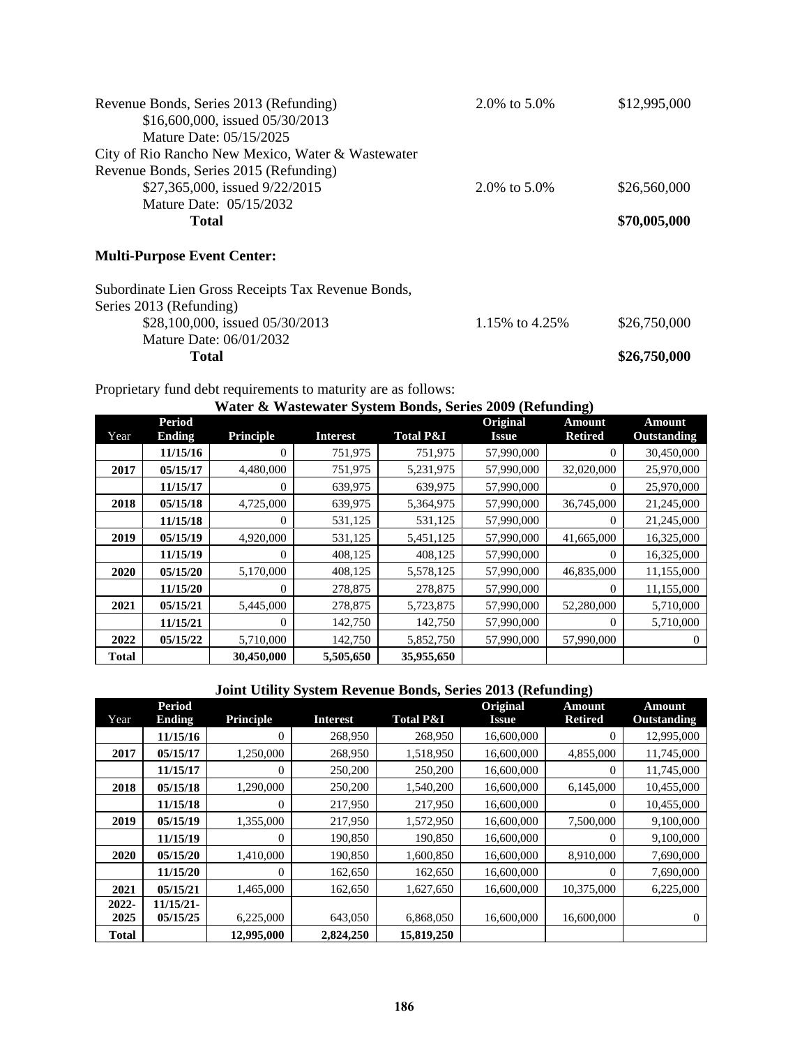Revenue Bonds, Series 2013 (Refunding) | 2.0% to 5.0% | $12,995,000

$16,600,000, issued 05/30/2013

Mature Date: 05/15/2025

City of Rio Rancho New Mexico, Water & Wastewater Revenue Bonds, Series 2015 (Refunding)

$27,365,000, issued 9/22/2015 | 2.0% to 5.0% | $26,560,000

Mature Date: 05/15/2032

**Total** | | **$70,005,000**

**Multi-Purpose Event Center:**

Subordinate Lien Gross Receipts Tax Revenue Bonds, Series 2013 (Refunding)

$28,100,000, issued 05/30/2013 | 1.15% to 4.25% | $26,750,000

Mature Date: 06/01/2032

**Total** | | **$26,750,000**

Proprietary fund debt requirements to maturity are as follows:

**Water & Wastewater System Bonds, Series 2009 (Refunding)**

| Year | Period Ending | Principle | Interest | Total P&I | Original Issue | Amount Retired | Amount Outstanding |
|---|---|---|---|---|---|---|---|
| | **11/15/16** | 0 | 751,975 | 751,975 | 57,990,000 | 0 | 30,450,000 |
| **2017** | **05/15/17** | 4,480,000 | 751,975 | 5,231,975 | 57,990,000 | 32,020,000 | 25,970,000 |
| | **11/15/17** | 0 | 639,975 | 639,975 | 57,990,000 | 0 | 25,970,000 |
| **2018** | **05/15/18** | 4,725,000 | 639,975 | 5,364,975 | 57,990,000 | 36,745,000 | 21,245,000 |
| | **11/15/18** | 0 | 531,125 | 531,125 | 57,990,000 | 0 | 21,245,000 |
| **2019** | **05/15/19** | 4,920,000 | 531,125 | 5,451,125 | 57,990,000 | 41,665,000 | 16,325,000 |
| | **11/15/19** | 0 | 408,125 | 408,125 | 57,990,000 | 0 | 16,325,000 |
| **2020** | **05/15/20** | 5,170,000 | 408,125 | 5,578,125 | 57,990,000 | 46,835,000 | 11,155,000 |
| | **11/15/20** | 0 | 278,875 | 278,875 | 57,990,000 | 0 | 11,155,000 |
| **2021** | **05/15/21** | 5,445,000 | 278,875 | 5,723,875 | 57,990,000 | 52,280,000 | 5,710,000 |
| | **11/15/21** | 0 | 142,750 | 142,750 | 57,990,000 | 0 | 5,710,000 |
| **2022** | **05/15/22** | 5,710,000 | 142,750 | 5,852,750 | 57,990,000 | 57,990,000 | 0 |
| **Total** | | **30,450,000** | **5,505,650** | **35,955,650** | | | |

**Joint Utility System Revenue Bonds, Series 2013 (Refunding)**

| Year | Period Ending | Principle | Interest | Total P&I | Original Issue | Amount Retired | Amount Outstanding |
|---|---|---|---|---|---|---|---|
| | **11/15/16** | 0 | 268,950 | 268,950 | 16,600,000 | 0 | 12,995,000 |
| **2017** | **05/15/17** | 1,250,000 | 268,950 | 1,518,950 | 16,600,000 | 4,855,000 | 11,745,000 |
| | **11/15/17** | 0 | 250,200 | 250,200 | 16,600,000 | 0 | 11,745,000 |
| **2018** | **05/15/18** | 1,290,000 | 250,200 | 1,540,200 | 16,600,000 | 6,145,000 | 10,455,000 |
| | **11/15/18** | 0 | 217,950 | 217,950 | 16,600,000 | 0 | 10,455,000 |
| **2019** | **05/15/19** | 1,355,000 | 217,950 | 1,572,950 | 16,600,000 | 7,500,000 | 9,100,000 |
| | **11/15/19** | 0 | 190,850 | 190,850 | 16,600,000 | 0 | 9,100,000 |
| **2020** | **05/15/20** | 1,410,000 | 190,850 | 1,600,850 | 16,600,000 | 8,910,000 | 7,690,000 |
| | **11/15/20** | 0 | 162,650 | 162,650 | 16,600,000 | 0 | 7,690,000 |
| **2021** | **05/15/21** | 1,465,000 | 162,650 | 1,627,650 | 16,600,000 | 10,375,000 | 6,225,000 |
| **2022-2025** | **11/15/21-05/15/25** | 6,225,000 | 643,050 | 6,868,050 | 16,600,000 | 16,600,000 | 0 |
| **Total** | | **12,995,000** | **2,824,250** | **15,819,250** | | | |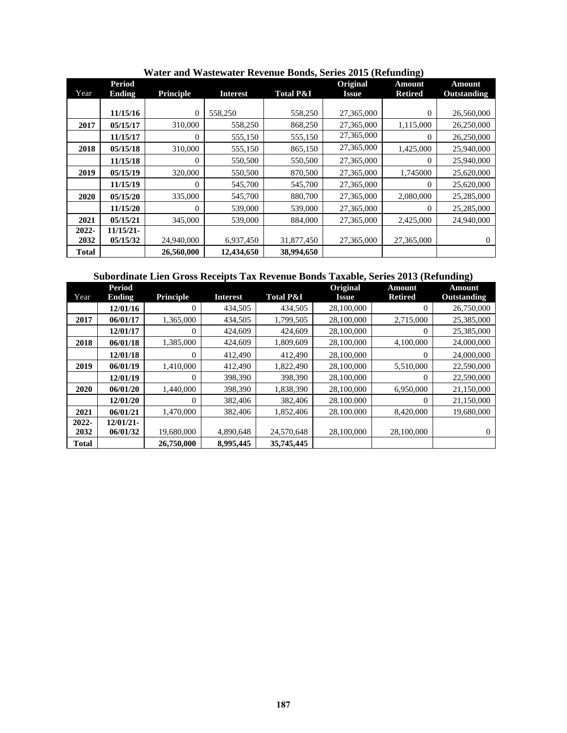## Water and Wastewater Revenue Bonds, Series 2015 (Refunding)

| Year | Period Ending | Principle | Interest | Total P&I | Original Issue | Amount Retired | Amount Outstanding |
|---|---|---|---|---|---|---|---|
| | 11/15/16 | 0 | 558,250 | 558,250 | 27,365,000 | 0 | 26,560,000 |
| 2017 | 05/15/17 | 310,000 | 558,250 | 868,250 | 27,365,000 | 1,115,000 | 26,250,000 |
| | 11/15/17 | 0 | 555,150 | 555,150 | 27,365,000 | 0 | 26,250,000 |
| 2018 | 05/15/18 | 310,000 | 555,150 | 865,150 | 27,365,000 | 1,425,000 | 25,940,000 |
| | 11/15/18 | 0 | 550,500 | 550,500 | 27,365,000 | 0 | 25,940,000 |
| 2019 | 05/15/19 | 320,000 | 550,500 | 870,500 | 27,365,000 | 1,745000 | 25,620,000 |
| | 11/15/19 | 0 | 545,700 | 545,700 | 27,365,000 | 0 | 25,620,000 |
| 2020 | 05/15/20 | 335,000 | 545,700 | 880,700 | 27,365,000 | 2,080,000 | 25,285,000 |
| | 11/15/20 | 0 | 539,000 | 539,000 | 27,365,000 | 0 | 25,285,000 |
| 2021 | 05/15/21 | 345,000 | 539,000 | 884,000 | 27,365,000 | 2,425,000 | 24,940,000 |
| 2022-2032 | 11/15/21-05/15/32 | 24,940,000 | 6,937,450 | 31,877,450 | 27,365,000 | 27,365,000 | 0 |
| **Total** | | **26,560,000** | **12,434,650** | **38,994,650** | | | |

## Subordinate Lien Gross Receipts Tax Revenue Bonds Taxable, Series 2013 (Refunding)

| Year | Period Ending | Principle | Interest | Total P&I | Original Issue | Amount Retired | Amount Outstanding |
|---|---|---|---|---|---|---|---|
| | 12/01/16 | 0 | 434,505 | 434,505 | 28,100,000 | 0 | 26,750,000 |
| 2017 | 06/01/17 | 1,365,000 | 434,505 | 1,799,505 | 28,100,000 | 2,715,000 | 25,385,000 |
| | 12/01/17 | 0 | 424,609 | 424,609 | 28,100,000 | 0 | 25,385,000 |
| 2018 | 06/01/18 | 1,385,000 | 424,609 | 1,809,609 | 28,100,000 | 4,100,000 | 24,000,000 |
| | 12/01/18 | 0 | 412,490 | 412,490 | 28,100,000 | 0 | 24,000,000 |
| 2019 | 06/01/19 | 1,410,000 | 412,490 | 1,822,490 | 28,100,000 | 5,510,000 | 22,590,000 |
| | 12/01/19 | 0 | 398,390 | 398,390 | 28,100,000 | 0 | 22,590,000 |
| 2020 | 06/01/20 | 1,440,000 | 398,390 | 1,838,390 | 28,100,000 | 6,950,000 | 21,150,000 |
| | 12/01/20 | 0 | 382,406 | 382,406 | 28.100.000 | 0 | 21,150,000 |
| 2021 | 06/01/21 | 1,470,000 | 382,406 | 1,852,406 | 28.100.000 | 8,420,000 | 19,680,000 |
| 2022-2032 | 12/01/21-06/01/32 | 19,680,000 | 4,890,648 | 24,570,648 | 28,100,000 | 28,100,000 | 0 |
| **Total** | | **26,750,000** | **8,995,445** | **35,745,445** | | | |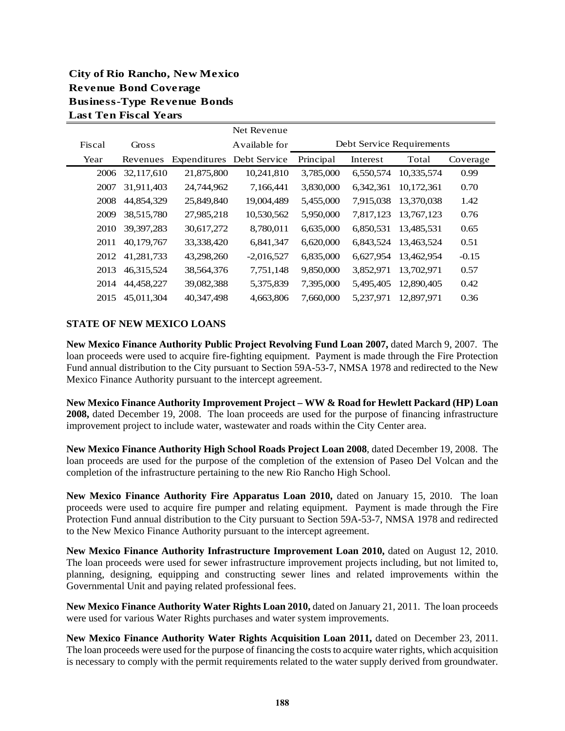**City of Rio Rancho, New Mexico**
**Revenue Bond Coverage**
**Business-Type Revenue Bonds**
**Last Ten Fiscal Years**

| Fiscal | Gross | | Net Revenue Available for | Debt Service Requirements | | | |
|---|---|---|---|---|---|---|---|
| Year | Revenues | Expenditures | Debt Service | Principal | Interest | Total | Coverage |
| 2006 | 32,117,610 | 21,875,800 | 10,241,810 | 3,785,000 | 6,550,574 | 10,335,574 | 0.99 |
| 2007 | 31,911,403 | 24,744,962 | 7,166,441 | 3,830,000 | 6,342,361 | 10,172,361 | 0.70 |
| 2008 | 44,854,329 | 25,849,840 | 19,004,489 | 5,455,000 | 7,915,038 | 13,370,038 | 1.42 |
| 2009 | 38,515,780 | 27,985,218 | 10,530,562 | 5,950,000 | 7,817,123 | 13,767,123 | 0.76 |
| 2010 | 39,397,283 | 30,617,272 | 8,780,011 | 6,635,000 | 6,850,531 | 13,485,531 | 0.65 |
| 2011 | 40,179,767 | 33,338,420 | 6,841,347 | 6,620,000 | 6,843,524 | 13,463,524 | 0.51 |
| 2012 | 41,281,733 | 43,298,260 | -2,016,527 | 6,835,000 | 6,627,954 | 13,462,954 | -0.15 |
| 2013 | 46,315,524 | 38,564,376 | 7,751,148 | 9,850,000 | 3,852,971 | 13,702,971 | 0.57 |
| 2014 | 44,458,227 | 39,082,388 | 5,375,839 | 7,395,000 | 5,495,405 | 12,890,405 | 0.42 |
| 2015 | 45,011,304 | 40,347,498 | 4,663,806 | 7,660,000 | 5,237,971 | 12,897,971 | 0.36 |

## STATE OF NEW MEXICO LOANS

**New Mexico Finance Authority Public Project Revolving Fund Loan 2007,** dated March 9, 2007. The loan proceeds were used to acquire fire-fighting equipment. Payment is made through the Fire Protection Fund annual distribution to the City pursuant to Section 59A-53-7, NMSA 1978 and redirected to the New Mexico Finance Authority pursuant to the intercept agreement.

**New Mexico Finance Authority Improvement Project – WW & Road for Hewlett Packard (HP) Loan 2008,** dated December 19, 2008. The loan proceeds are used for the purpose of financing infrastructure improvement project to include water, wastewater and roads within the City Center area.

**New Mexico Finance Authority High School Roads Project Loan 2008**, dated December 19, 2008. The loan proceeds are used for the purpose of the completion of the extension of Paseo Del Volcan and the completion of the infrastructure pertaining to the new Rio Rancho High School.

**New Mexico Finance Authority Fire Apparatus Loan 2010,** dated on January 15, 2010. The loan proceeds were used to acquire fire pumper and relating equipment. Payment is made through the Fire Protection Fund annual distribution to the City pursuant to Section 59A-53-7, NMSA 1978 and redirected to the New Mexico Finance Authority pursuant to the intercept agreement.

**New Mexico Finance Authority Infrastructure Improvement Loan 2010,** dated on August 12, 2010. The loan proceeds were used for sewer infrastructure improvement projects including, but not limited to, planning, designing, equipping and constructing sewer lines and related improvements within the Governmental Unit and paying related professional fees.

**New Mexico Finance Authority Water Rights Loan 2010,** dated on January 21, 2011. The loan proceeds were used for various Water Rights purchases and water system improvements.

**New Mexico Finance Authority Water Rights Acquisition Loan 2011,** dated on December 23, 2011. The loan proceeds were used for the purpose of financing the costs to acquire water rights, which acquisition is necessary to comply with the permit requirements related to the water supply derived from groundwater.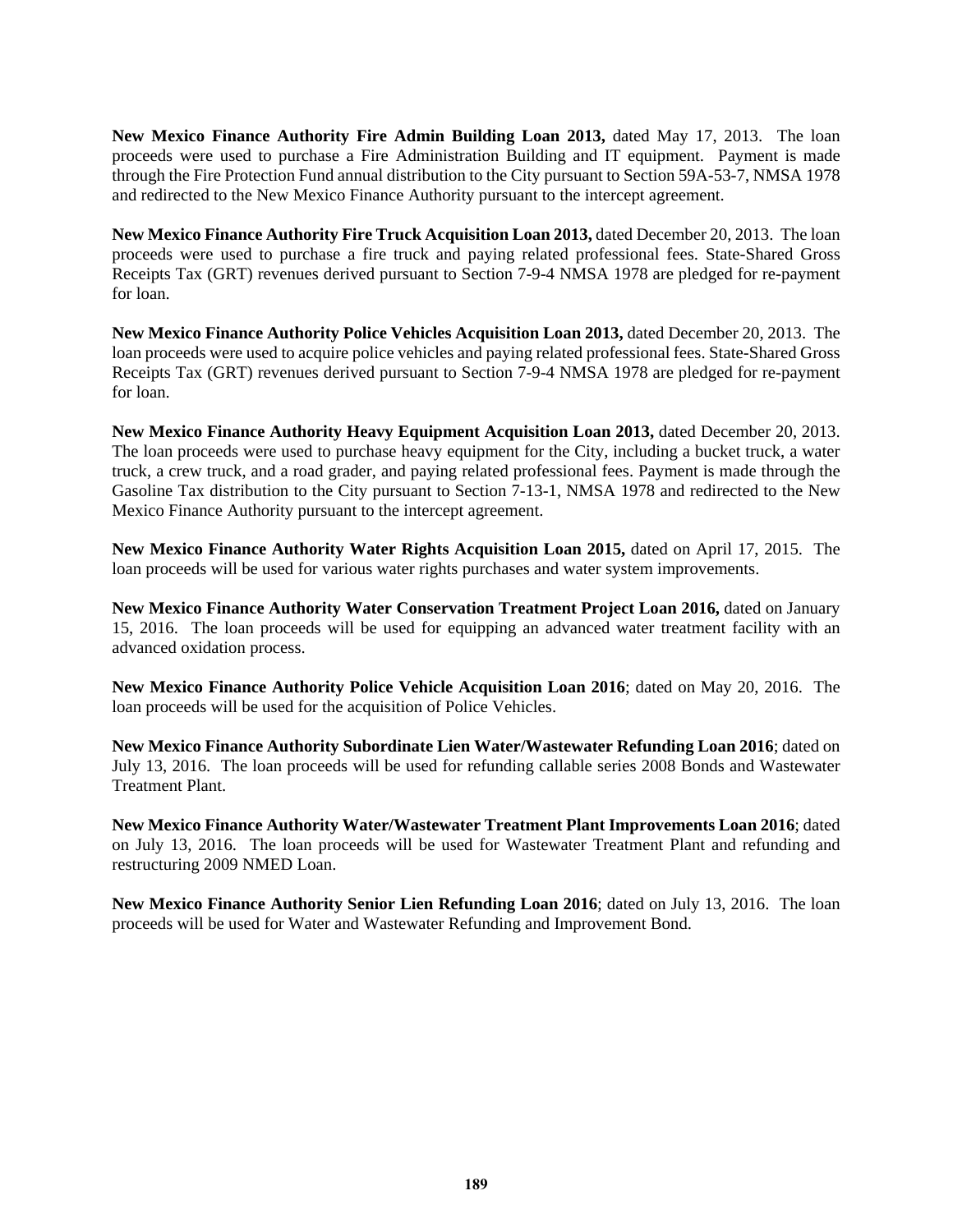**New Mexico Finance Authority Fire Admin Building Loan 2013,** dated May 17, 2013. The loan proceeds were used to purchase a Fire Administration Building and IT equipment. Payment is made through the Fire Protection Fund annual distribution to the City pursuant to Section 59A-53-7, NMSA 1978 and redirected to the New Mexico Finance Authority pursuant to the intercept agreement.

**New Mexico Finance Authority Fire Truck Acquisition Loan 2013,** dated December 20, 2013. The loan proceeds were used to purchase a fire truck and paying related professional fees. State-Shared Gross Receipts Tax (GRT) revenues derived pursuant to Section 7-9-4 NMSA 1978 are pledged for re-payment for loan.

**New Mexico Finance Authority Police Vehicles Acquisition Loan 2013,** dated December 20, 2013. The loan proceeds were used to acquire police vehicles and paying related professional fees. State-Shared Gross Receipts Tax (GRT) revenues derived pursuant to Section 7-9-4 NMSA 1978 are pledged for re-payment for loan.

**New Mexico Finance Authority Heavy Equipment Acquisition Loan 2013,** dated December 20, 2013. The loan proceeds were used to purchase heavy equipment for the City, including a bucket truck, a water truck, a crew truck, and a road grader, and paying related professional fees. Payment is made through the Gasoline Tax distribution to the City pursuant to Section 7-13-1, NMSA 1978 and redirected to the New Mexico Finance Authority pursuant to the intercept agreement.

**New Mexico Finance Authority Water Rights Acquisition Loan 2015,** dated on April 17, 2015. The loan proceeds will be used for various water rights purchases and water system improvements.

**New Mexico Finance Authority Water Conservation Treatment Project Loan 2016,** dated on January 15, 2016. The loan proceeds will be used for equipping an advanced water treatment facility with an advanced oxidation process.

**New Mexico Finance Authority Police Vehicle Acquisition Loan 2016**; dated on May 20, 2016. The loan proceeds will be used for the acquisition of Police Vehicles.

**New Mexico Finance Authority Subordinate Lien Water/Wastewater Refunding Loan 2016**; dated on July 13, 2016. The loan proceeds will be used for refunding callable series 2008 Bonds and Wastewater Treatment Plant.

**New Mexico Finance Authority Water/Wastewater Treatment Plant Improvements Loan 2016**; dated on July 13, 2016. The loan proceeds will be used for Wastewater Treatment Plant and refunding and restructuring 2009 NMED Loan.

**New Mexico Finance Authority Senior Lien Refunding Loan 2016**; dated on July 13, 2016. The loan proceeds will be used for Water and Wastewater Refunding and Improvement Bond.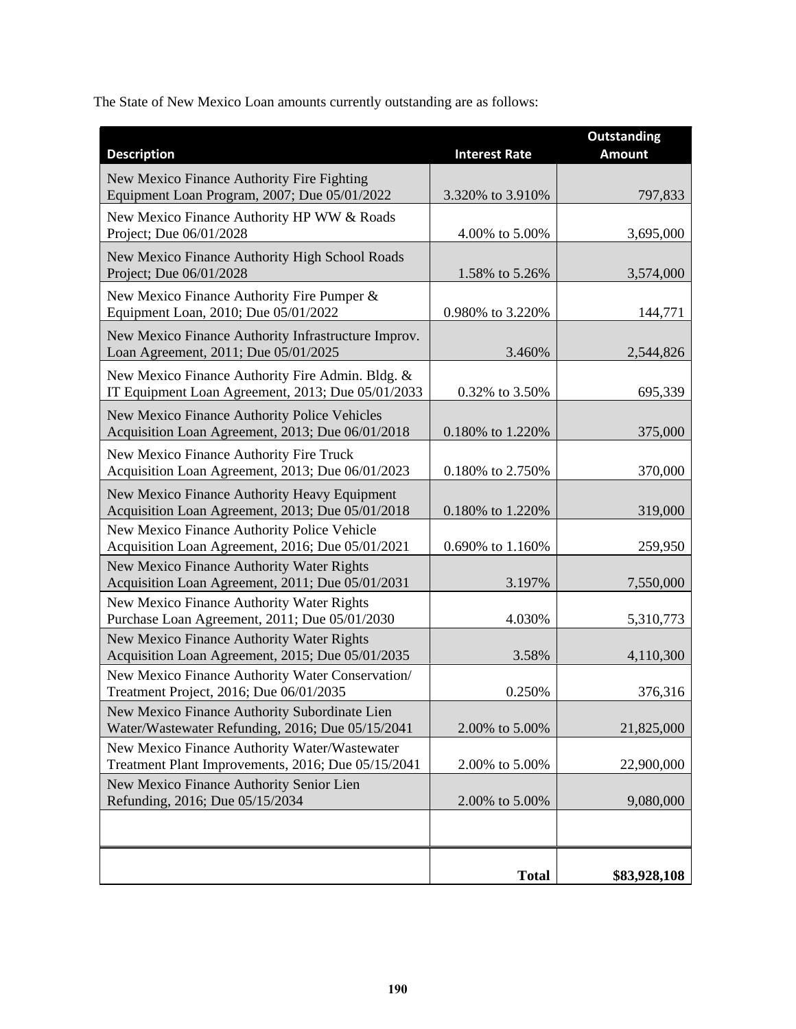The State of New Mexico Loan amounts currently outstanding are as follows:

| Description | Interest Rate | Outstanding Amount |
| --- | --- | --- |
| New Mexico Finance Authority Fire Fighting Equipment Loan Program, 2007; Due 05/01/2022 | 3.320% to 3.910% | 797,833 |
| New Mexico Finance Authority HP WW & Roads Project; Due 06/01/2028 | 4.00% to 5.00% | 3,695,000 |
| New Mexico Finance Authority High School Roads Project; Due 06/01/2028 | 1.58% to 5.26% | 3,574,000 |
| New Mexico Finance Authority Fire Pumper & Equipment Loan, 2010; Due 05/01/2022 | 0.980% to 3.220% | 144,771 |
| New Mexico Finance Authority Infrastructure Improv. Loan Agreement, 2011; Due 05/01/2025 | 3.460% | 2,544,826 |
| New Mexico Finance Authority Fire Admin. Bldg. & IT Equipment Loan Agreement, 2013; Due 05/01/2033 | 0.32% to 3.50% | 695,339 |
| New Mexico Finance Authority Police Vehicles Acquisition Loan Agreement, 2013; Due 06/01/2018 | 0.180% to 1.220% | 375,000 |
| New Mexico Finance Authority Fire Truck Acquisition Loan Agreement, 2013; Due 06/01/2023 | 0.180% to 2.750% | 370,000 |
| New Mexico Finance Authority Heavy Equipment Acquisition Loan Agreement, 2013; Due 05/01/2018 | 0.180% to 1.220% | 319,000 |
| New Mexico Finance Authority Police Vehicle Acquisition Loan Agreement, 2016; Due 05/01/2021 | 0.690% to 1.160% | 259,950 |
| New Mexico Finance Authority Water Rights Acquisition Loan Agreement, 2011; Due 05/01/2031 | 3.197% | 7,550,000 |
| New Mexico Finance Authority Water Rights Purchase Loan Agreement, 2011; Due 05/01/2030 | 4.030% | 5,310,773 |
| New Mexico Finance Authority Water Rights Acquisition Loan Agreement, 2015; Due 05/01/2035 | 3.58% | 4,110,300 |
| New Mexico Finance Authority Water Conservation/ Treatment Project, 2016; Due 06/01/2035 | 0.250% | 376,316 |
| New Mexico Finance Authority Subordinate Lien Water/Wastewater Refunding, 2016; Due 05/15/2041 | 2.00% to 5.00% | 21,825,000 |
| New Mexico Finance Authority Water/Wastewater Treatment Plant Improvements, 2016; Due 05/15/2041 | 2.00% to 5.00% | 22,900,000 |
| New Mexico Finance Authority Senior Lien Refunding, 2016; Due 05/15/2034 | 2.00% to 5.00% | 9,080,000 |
| | | |
| | **Total** | **$83,928,108** |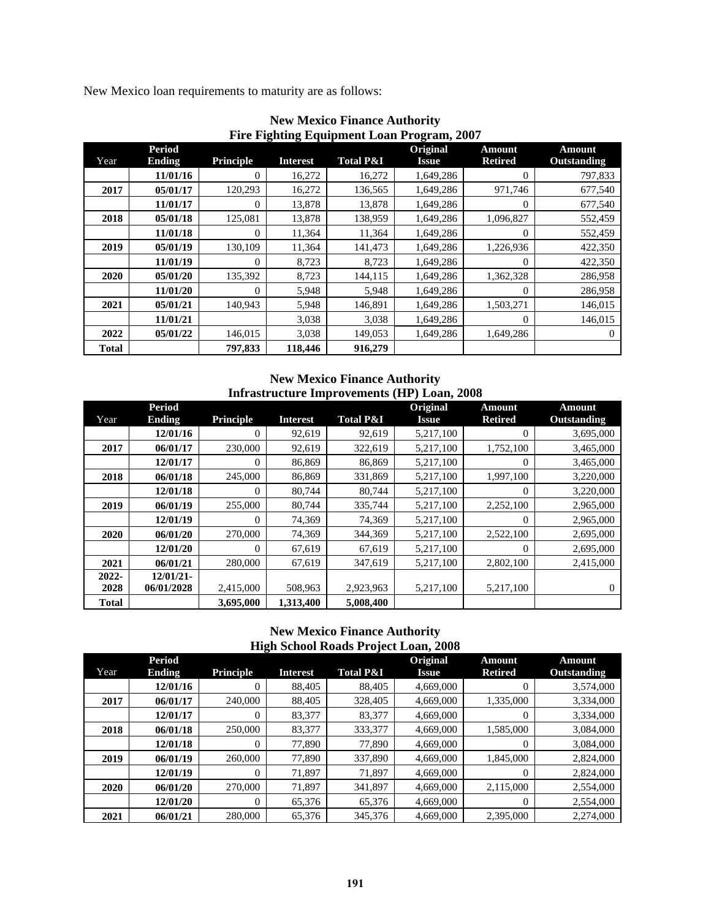New Mexico loan requirements to maturity are as follows:

**New Mexico Finance Authority**
**Fire Fighting Equipment Loan Program, 2007**

| Year | Period Ending | Principle | Interest | Total P&I | Original Issue | Amount Retired | Amount Outstanding |
|---|---|---|---|---|---|---|---|
| | 11/01/16 | 0 | 16,272 | 16,272 | 1,649,286 | 0 | 797,833 |
| 2017 | 05/01/17 | 120,293 | 16,272 | 136,565 | 1,649,286 | 971,746 | 677,540 |
| | 11/01/17 | 0 | 13,878 | 13,878 | 1,649,286 | 0 | 677,540 |
| 2018 | 05/01/18 | 125,081 | 13,878 | 138,959 | 1,649,286 | 1,096,827 | 552,459 |
| | 11/01/18 | 0 | 11,364 | 11,364 | 1,649,286 | 0 | 552,459 |
| 2019 | 05/01/19 | 130,109 | 11,364 | 141,473 | 1,649,286 | 1,226,936 | 422,350 |
| | 11/01/19 | 0 | 8,723 | 8,723 | 1,649,286 | 0 | 422,350 |
| 2020 | 05/01/20 | 135,392 | 8,723 | 144,115 | 1,649,286 | 1,362,328 | 286,958 |
| | 11/01/20 | 0 | 5,948 | 5,948 | 1,649,286 | 0 | 286,958 |
| 2021 | 05/01/21 | 140,943 | 5,948 | 146,891 | 1,649,286 | 1,503,271 | 146,015 |
| | 11/01/21 | | 3,038 | 3,038 | 1,649,286 | 0 | 146,015 |
| 2022 | 05/01/22 | 146,015 | 3,038 | 149,053 | 1,649,286 | 1,649,286 | 0 |
| Total | | 797,833 | 118,446 | 916,279 | | | |

**New Mexico Finance Authority**
**Infrastructure Improvements (HP) Loan, 2008**

| Year | Period Ending | Principle | Interest | Total P&I | Original Issue | Amount Retired | Amount Outstanding |
|---|---|---|---|---|---|---|---|
| | 12/01/16 | 0 | 92,619 | 92,619 | 5,217,100 | 0 | 3,695,000 |
| 2017 | 06/01/17 | 230,000 | 92,619 | 322,619 | 5,217,100 | 1,752,100 | 3,465,000 |
| | 12/01/17 | 0 | 86,869 | 86,869 | 5,217,100 | 0 | 3,465,000 |
| 2018 | 06/01/18 | 245,000 | 86,869 | 331,869 | 5,217,100 | 1,997,100 | 3,220,000 |
| | 12/01/18 | 0 | 80,744 | 80,744 | 5,217,100 | 0 | 3,220,000 |
| 2019 | 06/01/19 | 255,000 | 80,744 | 335,744 | 5,217,100 | 2,252,100 | 2,965,000 |
| | 12/01/19 | 0 | 74,369 | 74,369 | 5,217,100 | 0 | 2,965,000 |
| 2020 | 06/01/20 | 270,000 | 74,369 | 344,369 | 5,217,100 | 2,522,100 | 2,695,000 |
| | 12/01/20 | 0 | 67,619 | 67,619 | 5,217,100 | 0 | 2,695,000 |
| 2021 | 06/01/21 | 280,000 | 67,619 | 347,619 | 5,217,100 | 2,802,100 | 2,415,000 |
| 2022-2028 | 12/01/21-06/01/2028 | 2,415,000 | 508,963 | 2,923,963 | 5,217,100 | 5,217,100 | 0 |
| Total | | 3,695,000 | 1,313,400 | 5,008,400 | | | |

**New Mexico Finance Authority**
**High School Roads Project Loan, 2008**

| Year | Period Ending | Principle | Interest | Total P&I | Original Issue | Amount Retired | Amount Outstanding |
|---|---|---|---|---|---|---|---|
| | 12/01/16 | 0 | 88,405 | 88,405 | 4,669,000 | 0 | 3,574,000 |
| 2017 | 06/01/17 | 240,000 | 88,405 | 328,405 | 4,669,000 | 1,335,000 | 3,334,000 |
| | 12/01/17 | 0 | 83,377 | 83,377 | 4,669,000 | 0 | 3,334,000 |
| 2018 | 06/01/18 | 250,000 | 83,377 | 333,377 | 4,669,000 | 1,585,000 | 3,084,000 |
| | 12/01/18 | 0 | 77,890 | 77,890 | 4,669,000 | 0 | 3,084,000 |
| 2019 | 06/01/19 | 260,000 | 77,890 | 337,890 | 4,669,000 | 1,845,000 | 2,824,000 |
| | 12/01/19 | 0 | 71,897 | 71,897 | 4,669,000 | 0 | 2,824,000 |
| 2020 | 06/01/20 | 270,000 | 71,897 | 341,897 | 4,669,000 | 2,115,000 | 2,554,000 |
| | 12/01/20 | 0 | 65,376 | 65,376 | 4,669,000 | 0 | 2,554,000 |
| 2021 | 06/01/21 | 280,000 | 65,376 | 345,376 | 4,669,000 | 2,395,000 | 2,274,000 |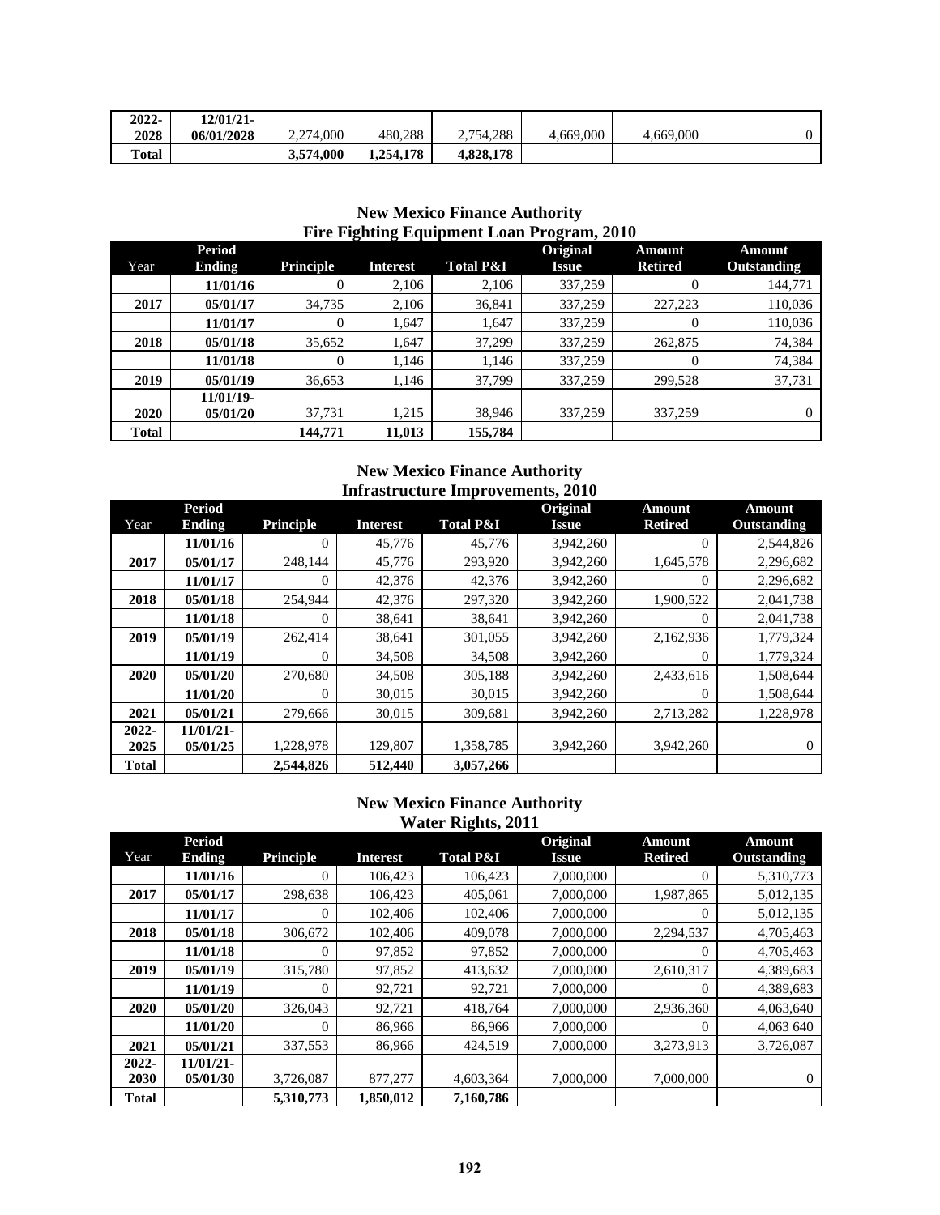| 2022-2028 | 12/01/21-06/01/2028 | 2,274,000 | 480,288 | 2,754,288 | 4,669,000 | 4,669,000 | 0 |
|---|---|---|---|---|---|---|---|
| **Total** | | **3,574,000** | **1,254,178** | **4,828,178** | | | |

## New Mexico Finance Authority
## Fire Fighting Equipment Loan Program, 2010

| Year | Period Ending | Principle | Interest | Total P&I | Original Issue | Amount Retired | Amount Outstanding |
|---|---|---|---|---|---|---|---|
| | 11/01/16 | 0 | 2,106 | 2,106 | 337,259 | 0 | 144,771 |
| 2017 | 05/01/17 | 34,735 | 2,106 | 36,841 | 337,259 | 227,223 | 110,036 |
| | 11/01/17 | 0 | 1,647 | 1,647 | 337,259 | 0 | 110,036 |
| 2018 | 05/01/18 | 35,652 | 1,647 | 37,299 | 337,259 | 262,875 | 74,384 |
| | 11/01/18 | 0 | 1,146 | 1,146 | 337,259 | 0 | 74,384 |
| 2019 | 05/01/19 | 36,653 | 1,146 | 37,799 | 337,259 | 299,528 | 37,731 |
| 2020 | 11/01/19-05/01/20 | 37,731 | 1,215 | 38,946 | 337,259 | 337,259 | 0 |
| **Total** | | **144,771** | **11,013** | **155,784** | | | |

## New Mexico Finance Authority
## Infrastructure Improvements, 2010

| Year | Period Ending | Principle | Interest | Total P&I | Original Issue | Amount Retired | Amount Outstanding |
|---|---|---|---|---|---|---|---|
| | 11/01/16 | 0 | 45,776 | 45,776 | 3,942,260 | 0 | 2,544,826 |
| 2017 | 05/01/17 | 248,144 | 45,776 | 293,920 | 3,942,260 | 1,645,578 | 2,296,682 |
| | 11/01/17 | 0 | 42,376 | 42,376 | 3,942,260 | 0 | 2,296,682 |
| 2018 | 05/01/18 | 254,944 | 42,376 | 297,320 | 3,942,260 | 1,900,522 | 2,041,738 |
| | 11/01/18 | 0 | 38,641 | 38,641 | 3,942,260 | 0 | 2,041,738 |
| 2019 | 05/01/19 | 262,414 | 38,641 | 301,055 | 3,942,260 | 2,162,936 | 1,779,324 |
| | 11/01/19 | 0 | 34,508 | 34,508 | 3,942,260 | 0 | 1,779,324 |
| 2020 | 05/01/20 | 270,680 | 34,508 | 305,188 | 3,942,260 | 2,433,616 | 1,508,644 |
| | 11/01/20 | 0 | 30,015 | 30,015 | 3,942,260 | 0 | 1,508,644 |
| 2021 | 05/01/21 | 279,666 | 30,015 | 309,681 | 3,942,260 | 2,713,282 | 1,228,978 |
| 2022-2025 | 11/01/21-05/01/25 | 1,228,978 | 129,807 | 1,358,785 | 3,942,260 | 3,942,260 | 0 |
| **Total** | | **2,544,826** | **512,440** | **3,057,266** | | | |

## New Mexico Finance Authority
## Water Rights, 2011

| Year | Period Ending | Principle | Interest | Total P&I | Original Issue | Amount Retired | Amount Outstanding |
|---|---|---|---|---|---|---|---|
| | 11/01/16 | 0 | 106,423 | 106,423 | 7,000,000 | 0 | 5,310,773 |
| 2017 | 05/01/17 | 298,638 | 106,423 | 405,061 | 7,000,000 | 1,987,865 | 5,012,135 |
| | 11/01/17 | 0 | 102,406 | 102,406 | 7,000,000 | 0 | 5,012,135 |
| 2018 | 05/01/18 | 306,672 | 102,406 | 409,078 | 7,000,000 | 2,294,537 | 4,705,463 |
| | 11/01/18 | 0 | 97,852 | 97,852 | 7,000,000 | 0 | 4,705,463 |
| 2019 | 05/01/19 | 315,780 | 97,852 | 413,632 | 7,000,000 | 2,610,317 | 4,389,683 |
| | 11/01/19 | 0 | 92,721 | 92,721 | 7,000,000 | 0 | 4,389,683 |
| 2020 | 05/01/20 | 326,043 | 92,721 | 418,764 | 7,000,000 | 2,936,360 | 4,063,640 |
| | 11/01/20 | 0 | 86,966 | 86,966 | 7,000,000 | 0 | 4,063 640 |
| 2021 | 05/01/21 | 337,553 | 86,966 | 424,519 | 7,000,000 | 3,273,913 | 3,726,087 |
| 2022-2030 | 11/01/21-05/01/30 | 3,726,087 | 877,277 | 4,603,364 | 7,000,000 | 7,000,000 | 0 |
| **Total** | | **5,310,773** | **1,850,012** | **7,160,786** | | | |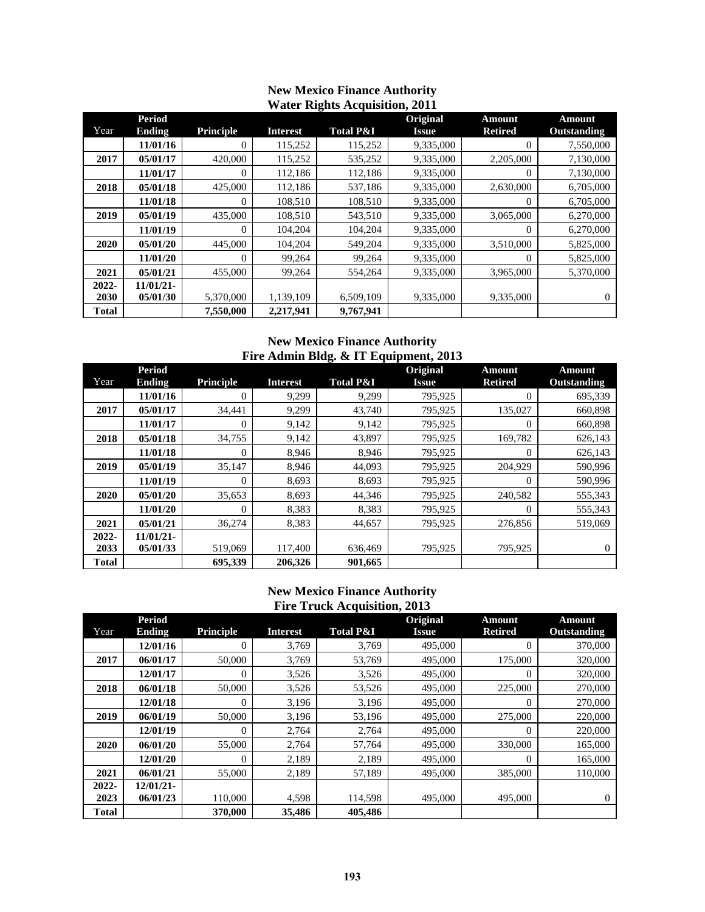## New Mexico Finance Authority
### Water Rights Acquisition, 2011

| Year | Period Ending | Principle | Interest | Total P&I | Original Issue | Amount Retired | Amount Outstanding |
|---|---|---|---|---|---|---|---|
| | 11/01/16 | 0 | 115,252 | 115,252 | 9,335,000 | 0 | 7,550,000 |
| 2017 | 05/01/17 | 420,000 | 115,252 | 535,252 | 9,335,000 | 2,205,000 | 7,130,000 |
| | 11/01/17 | 0 | 112,186 | 112,186 | 9,335,000 | 0 | 7,130,000 |
| 2018 | 05/01/18 | 425,000 | 112,186 | 537,186 | 9,335,000 | 2,630,000 | 6,705,000 |
| | 11/01/18 | 0 | 108,510 | 108,510 | 9,335,000 | 0 | 6,705,000 |
| 2019 | 05/01/19 | 435,000 | 108,510 | 543,510 | 9,335,000 | 3,065,000 | 6,270,000 |
| | 11/01/19 | 0 | 104,204 | 104,204 | 9,335,000 | 0 | 6,270,000 |
| 2020 | 05/01/20 | 445,000 | 104,204 | 549,204 | 9,335,000 | 3,510,000 | 5,825,000 |
| | 11/01/20 | 0 | 99,264 | 99,264 | 9,335,000 | 0 | 5,825,000 |
| 2021 | 05/01/21 | 455,000 | 99,264 | 554,264 | 9,335,000 | 3,965,000 | 5,370,000 |
| 2022-2030 | 11/01/21-05/01/30 | 5,370,000 | 1,139,109 | 6,509,109 | 9,335,000 | 9,335,000 | 0 |
| **Total** | | **7,550,000** | **2,217,941** | **9,767,941** | | | |

## New Mexico Finance Authority
### Fire Admin Bldg. & IT Equipment, 2013

| Year | Period Ending | Principle | Interest | Total P&I | Original Issue | Amount Retired | Amount Outstanding |
|---|---|---|---|---|---|---|---|
| | 11/01/16 | 0 | 9,299 | 9,299 | 795,925 | 0 | 695,339 |
| 2017 | 05/01/17 | 34,441 | 9,299 | 43,740 | 795,925 | 135,027 | 660,898 |
| | 11/01/17 | 0 | 9,142 | 9,142 | 795,925 | 0 | 660,898 |
| 2018 | 05/01/18 | 34,755 | 9,142 | 43,897 | 795,925 | 169,782 | 626,143 |
| | 11/01/18 | 0 | 8,946 | 8,946 | 795,925 | 0 | 626,143 |
| 2019 | 05/01/19 | 35,147 | 8,946 | 44,093 | 795,925 | 204,929 | 590,996 |
| | 11/01/19 | 0 | 8,693 | 8,693 | 795,925 | 0 | 590,996 |
| 2020 | 05/01/20 | 35,653 | 8,693 | 44,346 | 795,925 | 240,582 | 555,343 |
| | 11/01/20 | 0 | 8,383 | 8,383 | 795,925 | 0 | 555,343 |
| 2021 | 05/01/21 | 36,274 | 8,383 | 44,657 | 795,925 | 276,856 | 519,069 |
| 2022-2033 | 11/01/21-05/01/33 | 519,069 | 117,400 | 636,469 | 795,925 | 795,925 | 0 |
| **Total** | | **695,339** | **206,326** | **901,665** | | | |

## New Mexico Finance Authority
### Fire Truck Acquisition, 2013

| Year | Period Ending | Principle | Interest | Total P&I | Original Issue | Amount Retired | Amount Outstanding |
|---|---|---|---|---|---|---|---|
| | 12/01/16 | 0 | 3,769 | 3,769 | 495,000 | 0 | 370,000 |
| 2017 | 06/01/17 | 50,000 | 3,769 | 53,769 | 495,000 | 175,000 | 320,000 |
| | 12/01/17 | 0 | 3,526 | 3,526 | 495,000 | 0 | 320,000 |
| 2018 | 06/01/18 | 50,000 | 3,526 | 53,526 | 495,000 | 225,000 | 270,000 |
| | 12/01/18 | 0 | 3,196 | 3,196 | 495,000 | 0 | 270,000 |
| 2019 | 06/01/19 | 50,000 | 3,196 | 53,196 | 495,000 | 275,000 | 220,000 |
| | 12/01/19 | 0 | 2,764 | 2,764 | 495,000 | 0 | 220,000 |
| 2020 | 06/01/20 | 55,000 | 2,764 | 57,764 | 495,000 | 330,000 | 165,000 |
| | 12/01/20 | 0 | 2,189 | 2,189 | 495,000 | 0 | 165,000 |
| 2021 | 06/01/21 | 55,000 | 2,189 | 57,189 | 495,000 | 385,000 | 110,000 |
| 2022-2023 | 12/01/21-06/01/23 | 110,000 | 4,598 | 114,598 | 495,000 | 495,000 | 0 |
| **Total** | | **370,000** | **35,486** | **405,486** | | | |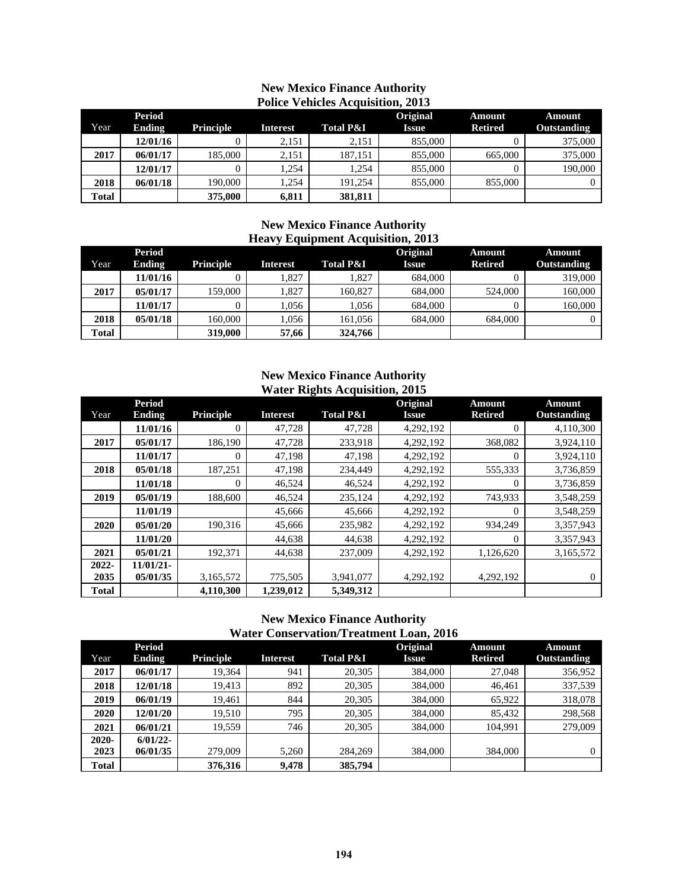## New Mexico Finance Authority
## Police Vehicles Acquisition, 2013

| Year | Period Ending | Principle | Interest | Total P&I | Original Issue | Amount Retired | Amount Outstanding |
|---|---|---|---|---|---|---|---|
| | 12/01/16 | 0 | 2,151 | 2,151 | 855,000 | 0 | 375,000 |
| 2017 | 06/01/17 | 185,000 | 2,151 | 187,151 | 855,000 | 665,000 | 375,000 |
| | 12/01/17 | 0 | 1,254 | 1,254 | 855,000 | 0 | 190,000 |
| 2018 | 06/01/18 | 190,000 | 1,254 | 191,254 | 855,000 | 855,000 | 0 |
| **Total** | | **375,000** | **6,811** | **381,811** | | | |

## New Mexico Finance Authority
## Heavy Equipment Acquisition, 2013

| Year | Period Ending | Principle | Interest | Total P&I | Original Issue | Amount Retired | Amount Outstanding |
|---|---|---|---|---|---|---|---|
| | 11/01/16 | 0 | 1,827 | 1,827 | 684,000 | 0 | 319,000 |
| 2017 | 05/01/17 | 159,000 | 1,827 | 160,827 | 684,000 | 524,000 | 160,000 |
| | 11/01/17 | 0 | 1,056 | 1,056 | 684,000 | 0 | 160,000 |
| 2018 | 05/01/18 | 160,000 | 1,056 | 161,056 | 684,000 | 684,000 | 0 |
| **Total** | | **319,000** | **57,66** | **324,766** | | | |

## New Mexico Finance Authority
## Water Rights Acquisition, 2015

| Year | Period Ending | Principle | Interest | Total P&I | Original Issue | Amount Retired | Amount Outstanding |
|---|---|---|---|---|---|---|---|
| | 11/01/16 | 0 | 47,728 | 47,728 | 4,292,192 | 0 | 4,110,300 |
| 2017 | 05/01/17 | 186,190 | 47,728 | 233,918 | 4,292,192 | 368,082 | 3,924,110 |
| | 11/01/17 | 0 | 47,198 | 47,198 | 4,292,192 | 0 | 3,924,110 |
| 2018 | 05/01/18 | 187,251 | 47,198 | 234,449 | 4,292,192 | 555,333 | 3,736,859 |
| | 11/01/18 | 0 | 46,524 | 46,524 | 4,292,192 | 0 | 3,736,859 |
| 2019 | 05/01/19 | 188,600 | 46,524 | 235,124 | 4,292,192 | 743,933 | 3,548,259 |
| | 11/01/19 | | 45,666 | 45,666 | 4,292,192 | 0 | 3,548,259 |
| 2020 | 05/01/20 | 190,316 | 45,666 | 235,982 | 4,292,192 | 934,249 | 3,357,943 |
| | 11/01/20 | | 44,638 | 44,638 | 4,292,192 | 0 | 3,357,943 |
| 2021 | 05/01/21 | 192,371 | 44,638 | 237,009 | 4,292,192 | 1,126,620 | 3,165,572 |
| 2022-2035 | 11/01/21-05/01/35 | 3,165,572 | 775,505 | 3,941,077 | 4,292,192 | 4,292,192 | 0 |
| **Total** | | **4,110,300** | **1,239,012** | **5,349,312** | | | |

## New Mexico Finance Authority
## Water Conservation/Treatment Loan, 2016

| Year | Period Ending | Principle | Interest | Total P&I | Original Issue | Amount Retired | Amount Outstanding |
|---|---|---|---|---|---|---|---|
| 2017 | 06/01/17 | 19,364 | 941 | 20,305 | 384,000 | 27,048 | 356,952 |
| 2018 | 12/01/18 | 19,413 | 892 | 20,305 | 384,000 | 46,461 | 337,539 |
| 2019 | 06/01/19 | 19,461 | 844 | 20,305 | 384,000 | 65,922 | 318,078 |
| 2020 | 12/01/20 | 19,510 | 795 | 20,305 | 384,000 | 85,432 | 298,568 |
| 2021 | 06/01/21 | 19,559 | 746 | 20,305 | 384,000 | 104,991 | 279,009 |
| 2020-2023 | 6/01/22-06/01/35 | 279,009 | 5,260 | 284,269 | 384,000 | 384,000 | 0 |
| **Total** | | **376,316** | **9,478** | **385,794** | | | |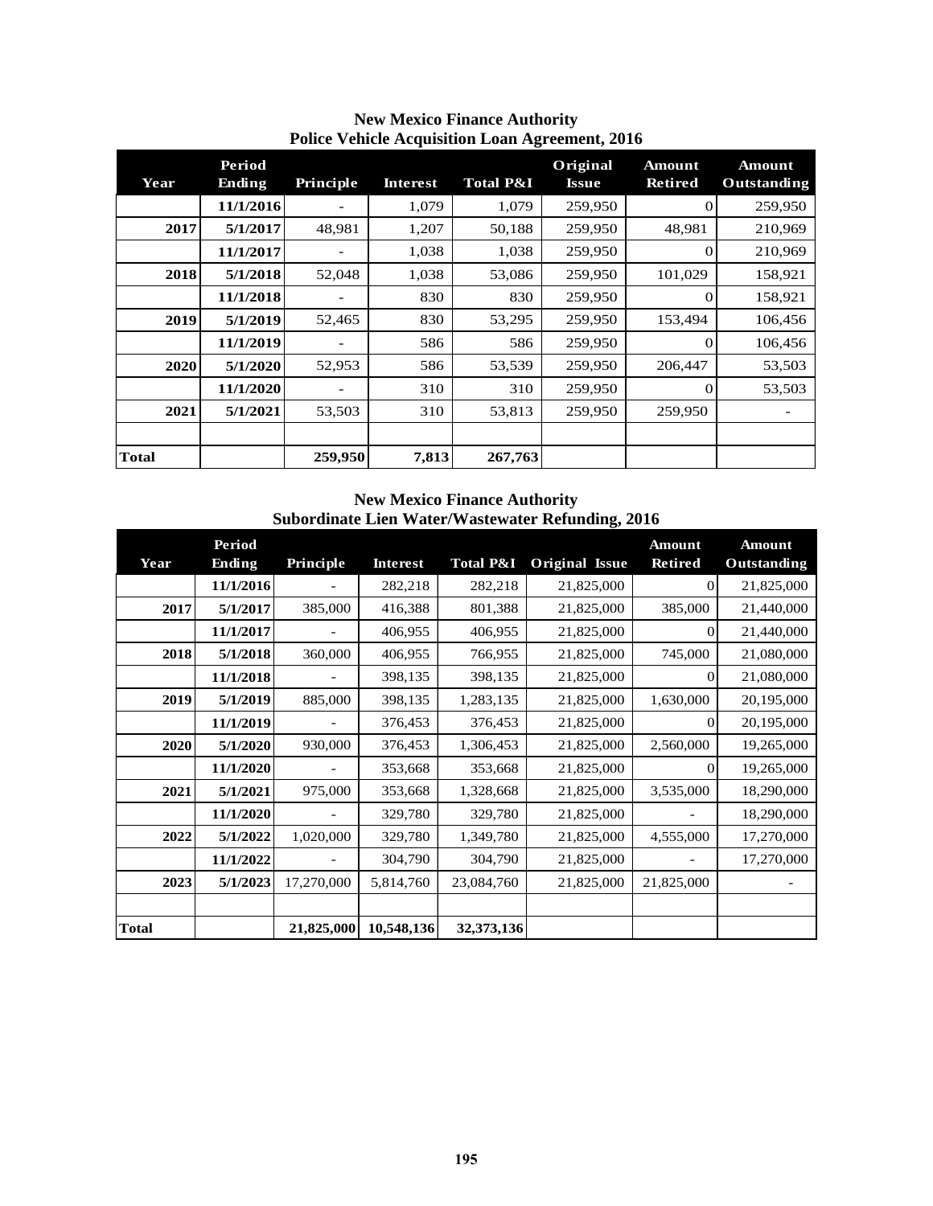## New Mexico Finance Authority
## Police Vehicle Acquisition Loan Agreement, 2016

| Year | Period Ending | Principle | Interest | Total P&I | Original Issue | Amount Retired | Amount Outstanding |
|---|---|---|---|---|---|---|---|
| | 11/1/2016 | - | 1,079 | 1,079 | 259,950 | 0 | 259,950 |
| 2017 | 5/1/2017 | 48,981 | 1,207 | 50,188 | 259,950 | 48,981 | 210,969 |
| | 11/1/2017 | - | 1,038 | 1,038 | 259,950 | 0 | 210,969 |
| 2018 | 5/1/2018 | 52,048 | 1,038 | 53,086 | 259,950 | 101,029 | 158,921 |
| | 11/1/2018 | - | 830 | 830 | 259,950 | 0 | 158,921 |
| 2019 | 5/1/2019 | 52,465 | 830 | 53,295 | 259,950 | 153,494 | 106,456 |
| | 11/1/2019 | - | 586 | 586 | 259,950 | 0 | 106,456 |
| 2020 | 5/1/2020 | 52,953 | 586 | 53,539 | 259,950 | 206,447 | 53,503 |
| | 11/1/2020 | - | 310 | 310 | 259,950 | 0 | 53,503 |
| 2021 | 5/1/2021 | 53,503 | 310 | 53,813 | 259,950 | 259,950 | - |
| | | | | | | | |
| **Total** | | **259,950** | **7,813** | **267,763** | | | |

## New Mexico Finance Authority
## Subordinate Lien Water/Wastewater Refunding, 2016

| Year | Period Ending | Principle | Interest | Total P&I | Original Issue | Amount Retired | Amount Outstanding |
|---|---|---|---|---|---|---|---|
| | 11/1/2016 | - | 282,218 | 282,218 | 21,825,000 | 0 | 21,825,000 |
| 2017 | 5/1/2017 | 385,000 | 416,388 | 801,388 | 21,825,000 | 385,000 | 21,440,000 |
| | 11/1/2017 | - | 406,955 | 406,955 | 21,825,000 | 0 | 21,440,000 |
| 2018 | 5/1/2018 | 360,000 | 406,955 | 766,955 | 21,825,000 | 745,000 | 21,080,000 |
| | 11/1/2018 | - | 398,135 | 398,135 | 21,825,000 | 0 | 21,080,000 |
| 2019 | 5/1/2019 | 885,000 | 398,135 | 1,283,135 | 21,825,000 | 1,630,000 | 20,195,000 |
| | 11/1/2019 | - | 376,453 | 376,453 | 21,825,000 | 0 | 20,195,000 |
| 2020 | 5/1/2020 | 930,000 | 376,453 | 1,306,453 | 21,825,000 | 2,560,000 | 19,265,000 |
| | 11/1/2020 | - | 353,668 | 353,668 | 21,825,000 | 0 | 19,265,000 |
| 2021 | 5/1/2021 | 975,000 | 353,668 | 1,328,668 | 21,825,000 | 3,535,000 | 18,290,000 |
| | 11/1/2020 | - | 329,780 | 329,780 | 21,825,000 | - | 18,290,000 |
| 2022 | 5/1/2022 | 1,020,000 | 329,780 | 1,349,780 | 21,825,000 | 4,555,000 | 17,270,000 |
| | 11/1/2022 | - | 304,790 | 304,790 | 21,825,000 | - | 17,270,000 |
| 2023 | 5/1/2023 | 17,270,000 | 5,814,760 | 23,084,760 | 21,825,000 | 21,825,000 | - |
| | | | | | | | |
| **Total** | | **21,825,000** | **10,548,136** | **32,373,136** | | | |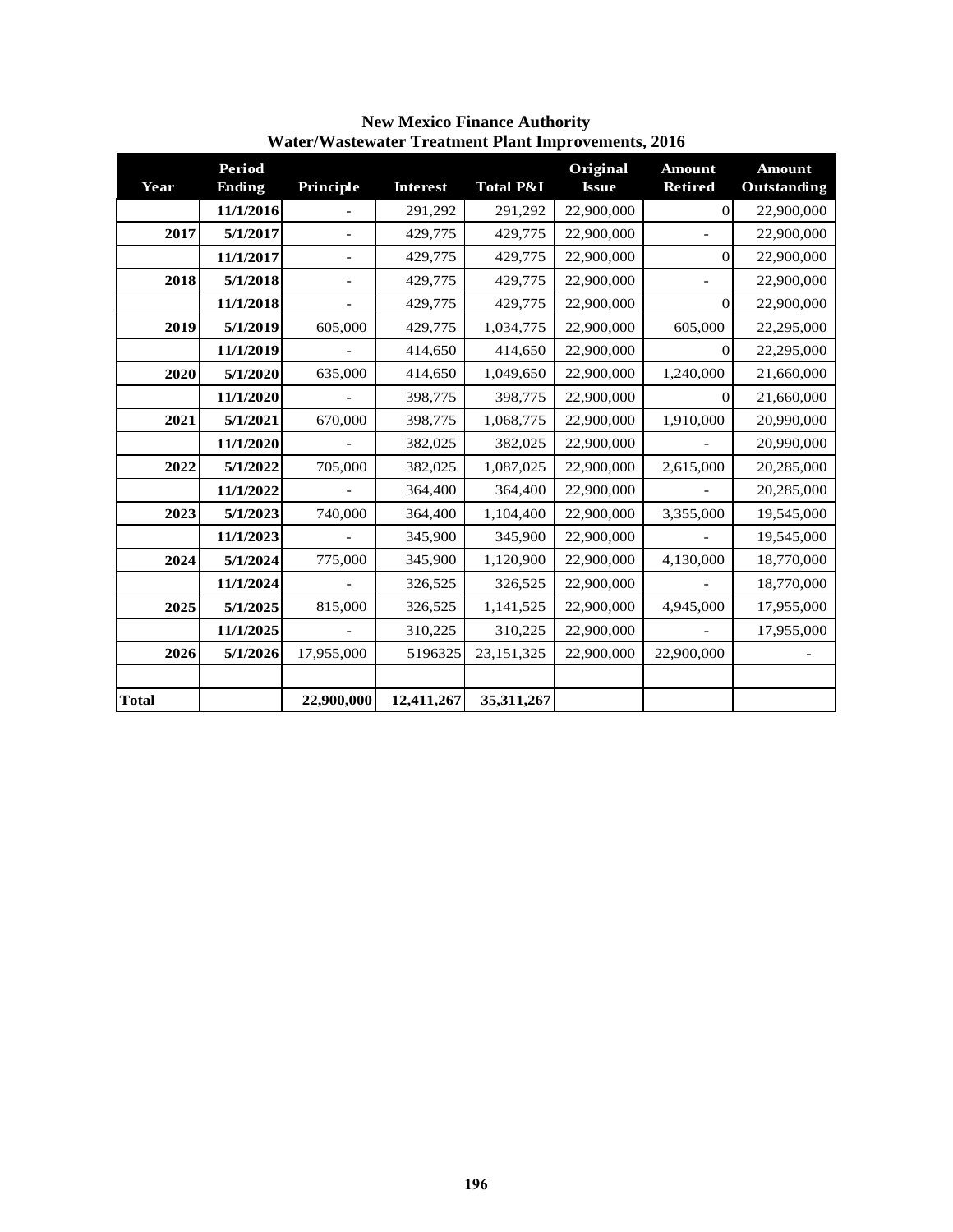**New Mexico Finance Authority**
**Water/Wastewater Treatment Plant Improvements, 2016**

| Year | Period Ending | Principle | Interest | Total P&I | Original Issue | Amount Retired | Amount Outstanding |
|---|---|---|---|---|---|---|---|
| | 11/1/2016 | - | 291,292 | 291,292 | 22,900,000 | 0 | 22,900,000 |
| 2017 | 5/1/2017 | - | 429,775 | 429,775 | 22,900,000 | - | 22,900,000 |
| | 11/1/2017 | - | 429,775 | 429,775 | 22,900,000 | 0 | 22,900,000 |
| 2018 | 5/1/2018 | - | 429,775 | 429,775 | 22,900,000 | - | 22,900,000 |
| | 11/1/2018 | - | 429,775 | 429,775 | 22,900,000 | 0 | 22,900,000 |
| 2019 | 5/1/2019 | 605,000 | 429,775 | 1,034,775 | 22,900,000 | 605,000 | 22,295,000 |
| | 11/1/2019 | - | 414,650 | 414,650 | 22,900,000 | 0 | 22,295,000 |
| 2020 | 5/1/2020 | 635,000 | 414,650 | 1,049,650 | 22,900,000 | 1,240,000 | 21,660,000 |
| | 11/1/2020 | - | 398,775 | 398,775 | 22,900,000 | 0 | 21,660,000 |
| 2021 | 5/1/2021 | 670,000 | 398,775 | 1,068,775 | 22,900,000 | 1,910,000 | 20,990,000 |
| | 11/1/2020 | - | 382,025 | 382,025 | 22,900,000 | - | 20,990,000 |
| 2022 | 5/1/2022 | 705,000 | 382,025 | 1,087,025 | 22,900,000 | 2,615,000 | 20,285,000 |
| | 11/1/2022 | - | 364,400 | 364,400 | 22,900,000 | - | 20,285,000 |
| 2023 | 5/1/2023 | 740,000 | 364,400 | 1,104,400 | 22,900,000 | 3,355,000 | 19,545,000 |
| | 11/1/2023 | - | 345,900 | 345,900 | 22,900,000 | - | 19,545,000 |
| 2024 | 5/1/2024 | 775,000 | 345,900 | 1,120,900 | 22,900,000 | 4,130,000 | 18,770,000 |
| | 11/1/2024 | - | 326,525 | 326,525 | 22,900,000 | - | 18,770,000 |
| 2025 | 5/1/2025 | 815,000 | 326,525 | 1,141,525 | 22,900,000 | 4,945,000 | 17,955,000 |
| | 11/1/2025 | - | 310,225 | 310,225 | 22,900,000 | - | 17,955,000 |
| 2026 | 5/1/2026 | 17,955,000 | 5196325 | 23,151,325 | 22,900,000 | 22,900,000 | - |
| | | | | | | | |
| **Total** | | **22,900,000** | **12,411,267** | **35,311,267** | | | |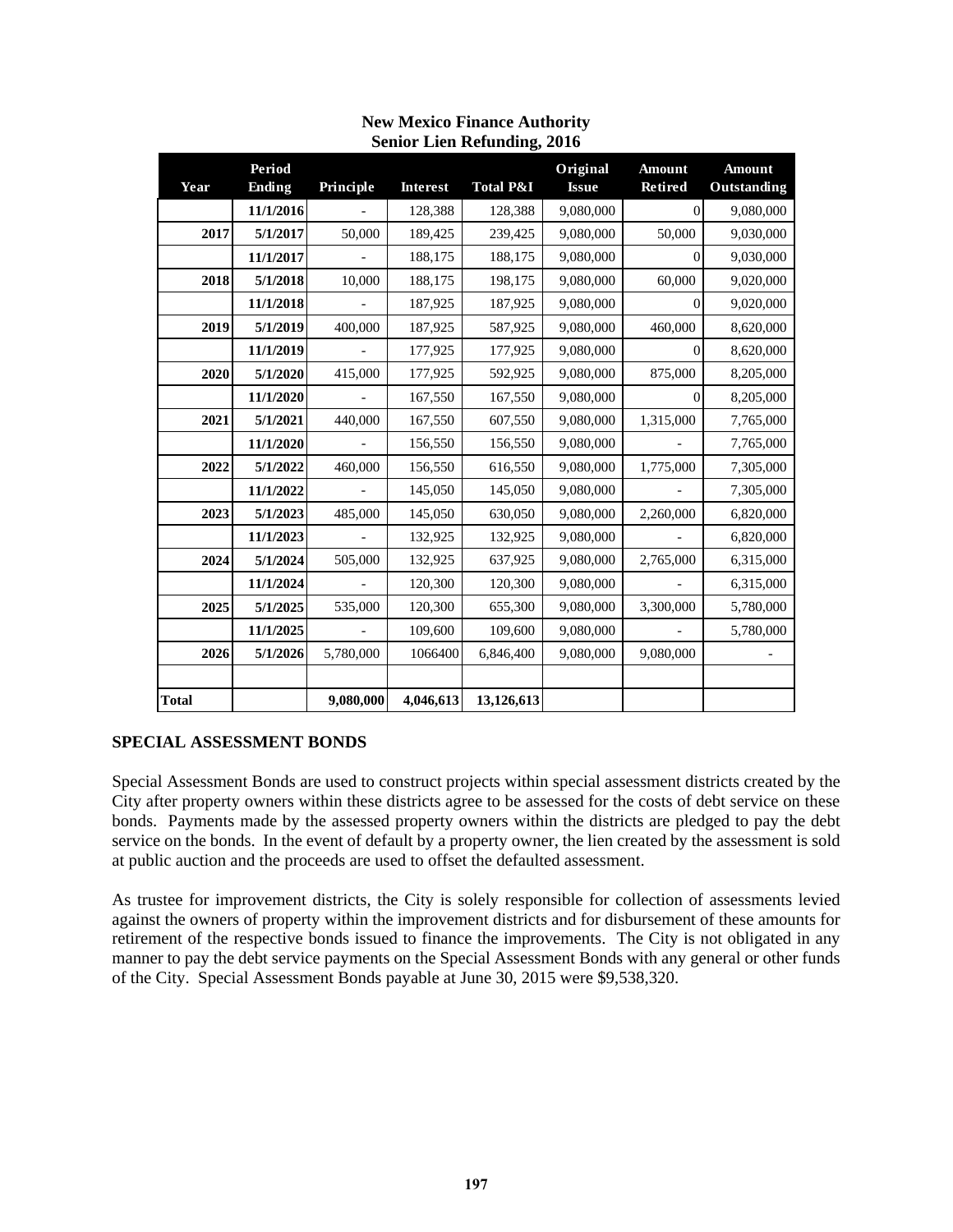**New Mexico Finance Authority**
**Senior Lien Refunding, 2016**

| Year | Period Ending | Principle | Interest | Total P&I | Original Issue | Amount Retired | Amount Outstanding |
|---|---|---|---|---|---|---|---|
| | 11/1/2016 | - | 128,388 | 128,388 | 9,080,000 | 0 | 9,080,000 |
| 2017 | 5/1/2017 | 50,000 | 189,425 | 239,425 | 9,080,000 | 50,000 | 9,030,000 |
| | 11/1/2017 | - | 188,175 | 188,175 | 9,080,000 | 0 | 9,030,000 |
| 2018 | 5/1/2018 | 10,000 | 188,175 | 198,175 | 9,080,000 | 60,000 | 9,020,000 |
| | 11/1/2018 | - | 187,925 | 187,925 | 9,080,000 | 0 | 9,020,000 |
| 2019 | 5/1/2019 | 400,000 | 187,925 | 587,925 | 9,080,000 | 460,000 | 8,620,000 |
| | 11/1/2019 | - | 177,925 | 177,925 | 9,080,000 | 0 | 8,620,000 |
| 2020 | 5/1/2020 | 415,000 | 177,925 | 592,925 | 9,080,000 | 875,000 | 8,205,000 |
| | 11/1/2020 | - | 167,550 | 167,550 | 9,080,000 | 0 | 8,205,000 |
| 2021 | 5/1/2021 | 440,000 | 167,550 | 607,550 | 9,080,000 | 1,315,000 | 7,765,000 |
| | 11/1/2020 | - | 156,550 | 156,550 | 9,080,000 | - | 7,765,000 |
| 2022 | 5/1/2022 | 460,000 | 156,550 | 616,550 | 9,080,000 | 1,775,000 | 7,305,000 |
| | 11/1/2022 | - | 145,050 | 145,050 | 9,080,000 | - | 7,305,000 |
| 2023 | 5/1/2023 | 485,000 | 145,050 | 630,050 | 9,080,000 | 2,260,000 | 6,820,000 |
| | 11/1/2023 | - | 132,925 | 132,925 | 9,080,000 | - | 6,820,000 |
| 2024 | 5/1/2024 | 505,000 | 132,925 | 637,925 | 9,080,000 | 2,765,000 | 6,315,000 |
| | 11/1/2024 | - | 120,300 | 120,300 | 9,080,000 | - | 6,315,000 |
| 2025 | 5/1/2025 | 535,000 | 120,300 | 655,300 | 9,080,000 | 3,300,000 | 5,780,000 |
| | 11/1/2025 | - | 109,600 | 109,600 | 9,080,000 | - | 5,780,000 |
| 2026 | 5/1/2026 | 5,780,000 | 1066400 | 6,846,400 | 9,080,000 | 9,080,000 | - |
| | | | | | | | |
| **Total** | | **9,080,000** | **4,046,613** | **13,126,613** | | | |

## SPECIAL ASSESSMENT BONDS

Special Assessment Bonds are used to construct projects within special assessment districts created by the City after property owners within these districts agree to be assessed for the costs of debt service on these bonds. Payments made by the assessed property owners within the districts are pledged to pay the debt service on the bonds. In the event of default by a property owner, the lien created by the assessment is sold at public auction and the proceeds are used to offset the defaulted assessment.

As trustee for improvement districts, the City is solely responsible for collection of assessments levied against the owners of property within the improvement districts and for disbursement of these amounts for retirement of the respective bonds issued to finance the improvements. The City is not obligated in any manner to pay the debt service payments on the Special Assessment Bonds with any general or other funds of the City. Special Assessment Bonds payable at June 30, 2015 were $9,538,320.